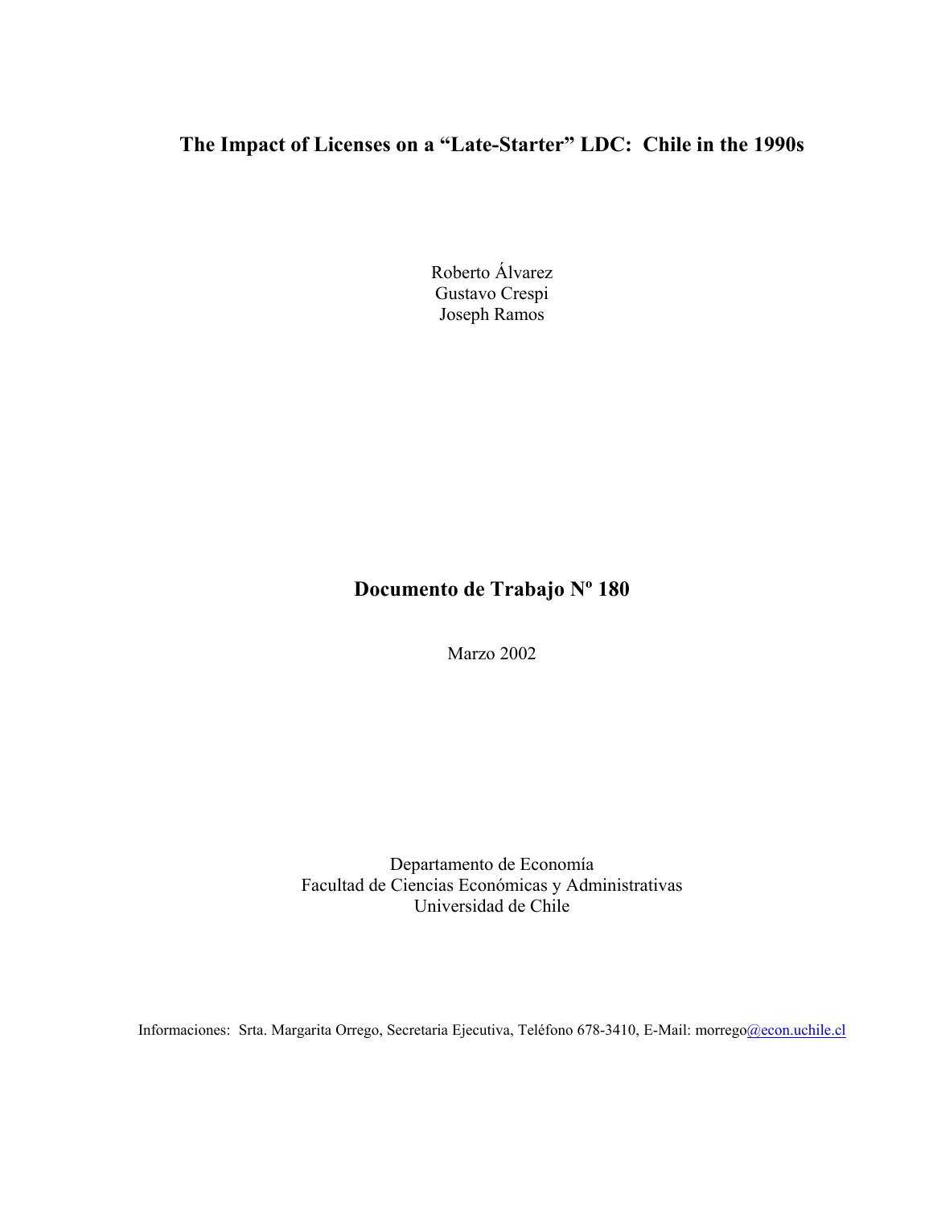# The Impact of Licenses on a "Late-Starter" LDC: Chile in the 1990s

Roberto Álvarez
Gustavo Crespi
Joseph Ramos

## Documento de Trabajo Nº 180

Marzo 2002

Departamento de Economía
Facultad de Ciencias Económicas y Administrativas
Universidad de Chile

Informaciones: Srta. Margarita Orrego, Secretaria Ejecutiva, Teléfono 678-3410, E-Mail: morrego@econ.uchile.cl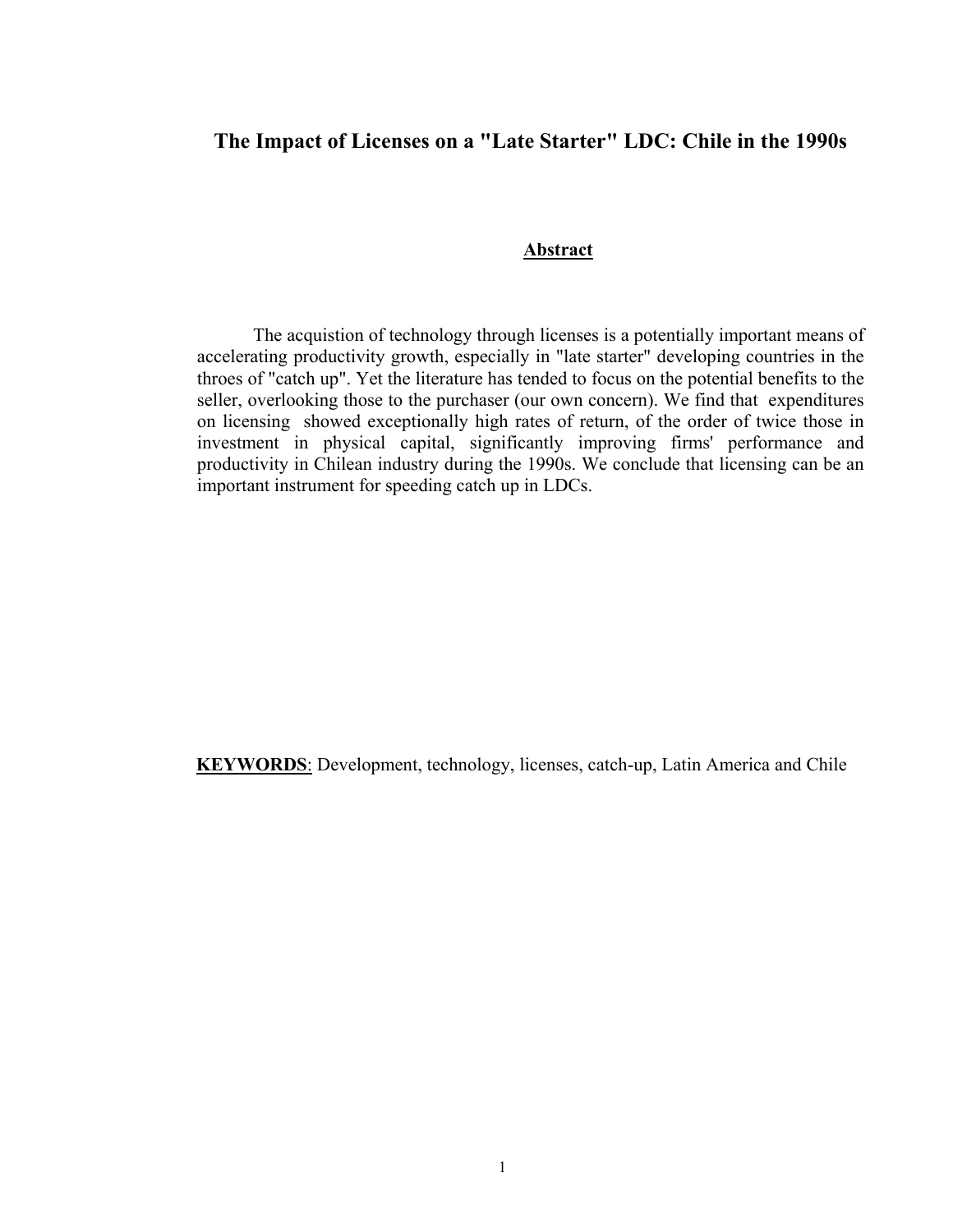# The Impact of Licenses on a "Late Starter" LDC: Chile in the 1990s

## Abstract

The acquistion of technology through licenses is a potentially important means of accelerating productivity growth, especially in "late starter" developing countries in the throes of "catch up". Yet the literature has tended to focus on the potential benefits to the seller, overlooking those to the purchaser (our own concern). We find that expenditures on licensing showed exceptionally high rates of return, of the order of twice those in investment in physical capital, significantly improving firms' performance and productivity in Chilean industry during the 1990s. We conclude that licensing can be an important instrument for speeding catch up in LDCs.

**KEYWORDS**: Development, technology, licenses, catch-up, Latin America and Chile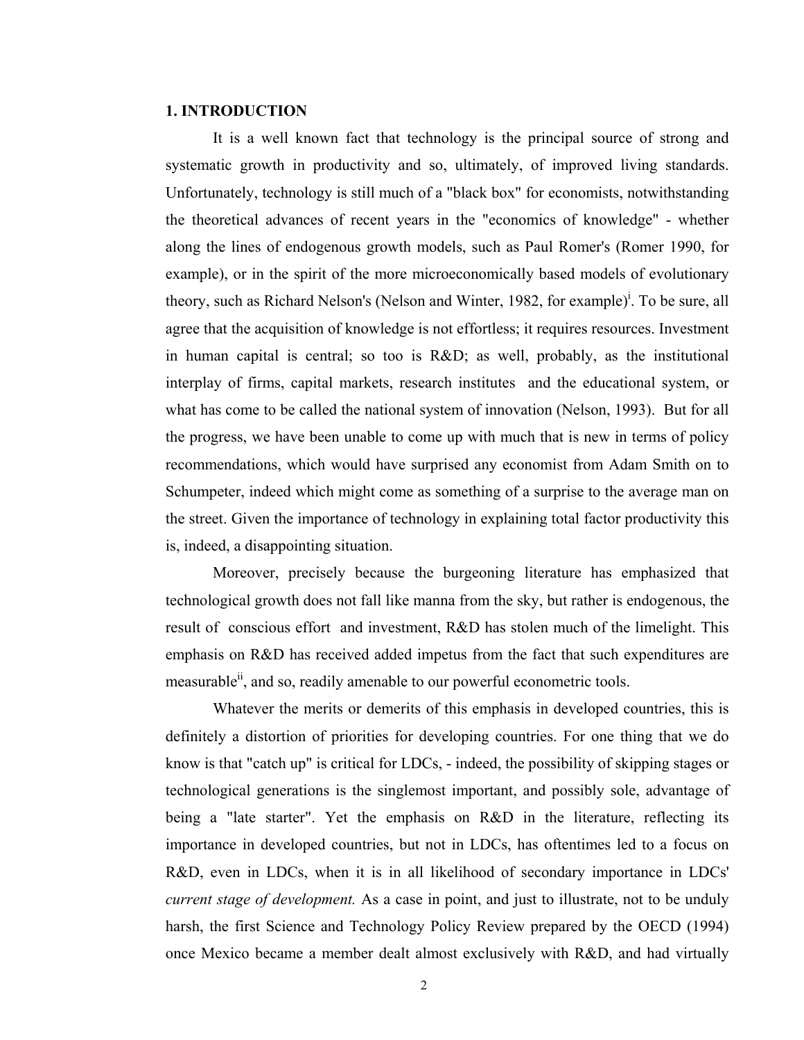## 1. INTRODUCTION

It is a well known fact that technology is the principal source of strong and systematic growth in productivity and so, ultimately, of improved living standards. Unfortunately, technology is still much of a "black box" for economists, notwithstanding the theoretical advances of recent years in the "economics of knowledge" - whether along the lines of endogenous growth models, such as Paul Romer's (Romer 1990, for example), or in the spirit of the more microeconomically based models of evolutionary theory, such as Richard Nelson's (Nelson and Winter, 1982, for example)[i]. To be sure, all agree that the acquisition of knowledge is not effortless; it requires resources. Investment in human capital is central; so too is R&D; as well, probably, as the institutional interplay of firms, capital markets, research institutes and the educational system, or what has come to be called the national system of innovation (Nelson, 1993). But for all the progress, we have been unable to come up with much that is new in terms of policy recommendations, which would have surprised any economist from Adam Smith on to Schumpeter, indeed which might come as something of a surprise to the average man on the street. Given the importance of technology in explaining total factor productivity this is, indeed, a disappointing situation.

Moreover, precisely because the burgeoning literature has emphasized that technological growth does not fall like manna from the sky, but rather is endogenous, the result of conscious effort and investment, R&D has stolen much of the limelight. This emphasis on R&D has received added impetus from the fact that such expenditures are measurable[ii], and so, readily amenable to our powerful econometric tools.

Whatever the merits or demerits of this emphasis in developed countries, this is definitely a distortion of priorities for developing countries. For one thing that we do know is that "catch up" is critical for LDCs, - indeed, the possibility of skipping stages or technological generations is the singlemost important, and possibly sole, advantage of being a "late starter". Yet the emphasis on R&D in the literature, reflecting its importance in developed countries, but not in LDCs, has oftentimes led to a focus on R&D, even in LDCs, when it is in all likelihood of secondary importance in LDCs' *current stage of development.* As a case in point, and just to illustrate, not to be unduly harsh, the first Science and Technology Policy Review prepared by the OECD (1994) once Mexico became a member dealt almost exclusively with R&D, and had virtually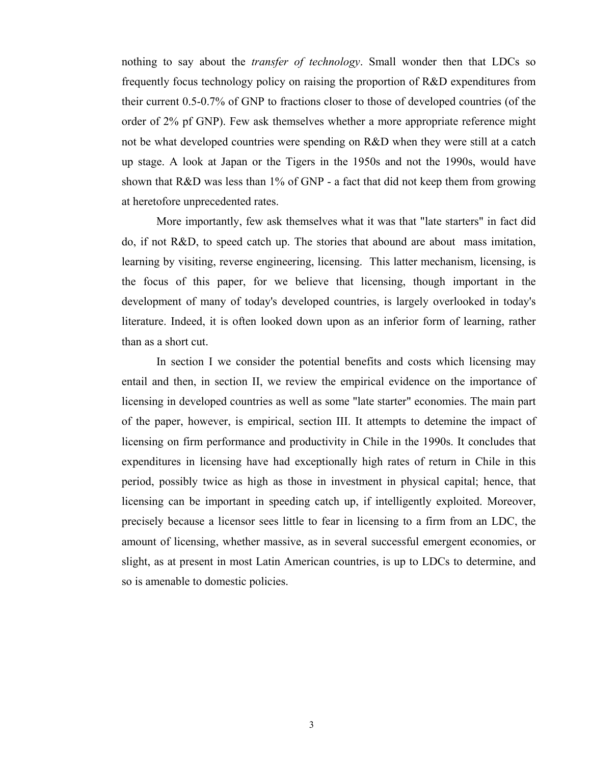nothing to say about the *transfer of technology*. Small wonder then that LDCs so frequently focus technology policy on raising the proportion of R&D expenditures from their current 0.5-0.7% of GNP to fractions closer to those of developed countries (of the order of 2% pf GNP). Few ask themselves whether a more appropriate reference might not be what developed countries were spending on R&D when they were still at a catch up stage. A look at Japan or the Tigers in the 1950s and not the 1990s, would have shown that R&D was less than 1% of GNP - a fact that did not keep them from growing at heretofore unprecedented rates.

More importantly, few ask themselves what it was that "late starters" in fact did do, if not R&D, to speed catch up. The stories that abound are about mass imitation, learning by visiting, reverse engineering, licensing. This latter mechanism, licensing, is the focus of this paper, for we believe that licensing, though important in the development of many of today's developed countries, is largely overlooked in today's literature. Indeed, it is often looked down upon as an inferior form of learning, rather than as a short cut.

In section I we consider the potential benefits and costs which licensing may entail and then, in section II, we review the empirical evidence on the importance of licensing in developed countries as well as some "late starter" economies. The main part of the paper, however, is empirical, section III. It attempts to detemine the impact of licensing on firm performance and productivity in Chile in the 1990s. It concludes that expenditures in licensing have had exceptionally high rates of return in Chile in this period, possibly twice as high as those in investment in physical capital; hence, that licensing can be important in speeding catch up, if intelligently exploited. Moreover, precisely because a licensor sees little to fear in licensing to a firm from an LDC, the amount of licensing, whether massive, as in several successful emergent economies, or slight, as at present in most Latin American countries, is up to LDCs to determine, and so is amenable to domestic policies.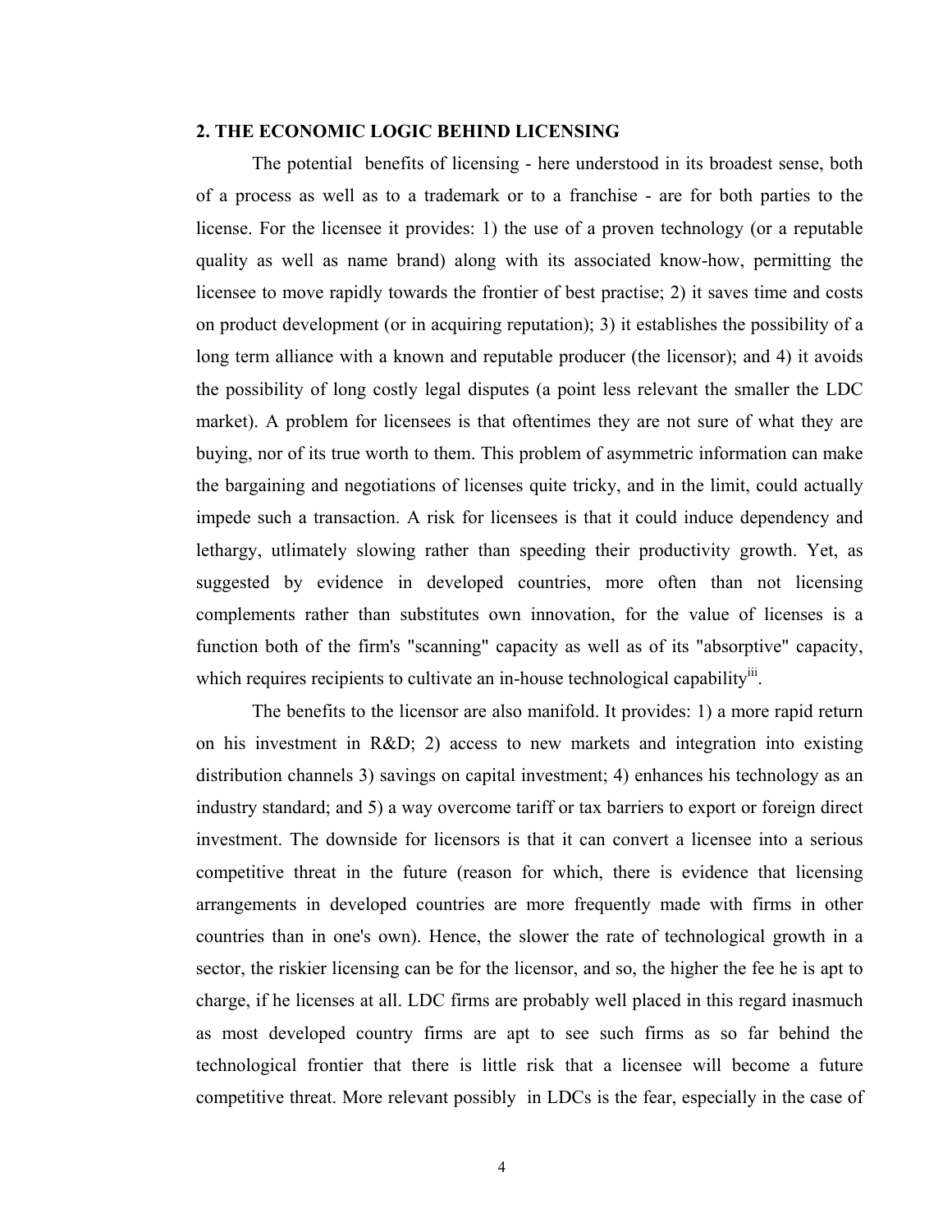## 2. THE ECONOMIC LOGIC BEHIND LICENSING

The potential benefits of licensing - here understood in its broadest sense, both of a process as well as to a trademark or to a franchise - are for both parties to the license. For the licensee it provides: 1) the use of a proven technology (or a reputable quality as well as name brand) along with its associated know-how, permitting the licensee to move rapidly towards the frontier of best practise; 2) it saves time and costs on product development (or in acquiring reputation); 3) it establishes the possibility of a long term alliance with a known and reputable producer (the licensor); and 4) it avoids the possibility of long costly legal disputes (a point less relevant the smaller the LDC market). A problem for licensees is that oftentimes they are not sure of what they are buying, nor of its true worth to them. This problem of asymmetric information can make the bargaining and negotiations of licenses quite tricky, and in the limit, could actually impede such a transaction. A risk for licensees is that it could induce dependency and lethargy, utlimately slowing rather than speeding their productivity growth. Yet, as suggested by evidence in developed countries, more often than not licensing complements rather than substitutes own innovation, for the value of licenses is a function both of the firm's "scanning" capacity as well as of its "absorptive" capacity, which requires recipients to cultivate an in-house technological capability[iii].

The benefits to the licensor are also manifold. It provides: 1) a more rapid return on his investment in R&D; 2) access to new markets and integration into existing distribution channels 3) savings on capital investment; 4) enhances his technology as an industry standard; and 5) a way overcome tariff or tax barriers to export or foreign direct investment. The downside for licensors is that it can convert a licensee into a serious competitive threat in the future (reason for which, there is evidence that licensing arrangements in developed countries are more frequently made with firms in other countries than in one's own). Hence, the slower the rate of technological growth in a sector, the riskier licensing can be for the licensor, and so, the higher the fee he is apt to charge, if he licenses at all. LDC firms are probably well placed in this regard inasmuch as most developed country firms are apt to see such firms as so far behind the technological frontier that there is little risk that a licensee will become a future competitive threat. More relevant possibly in LDCs is the fear, especially in the case of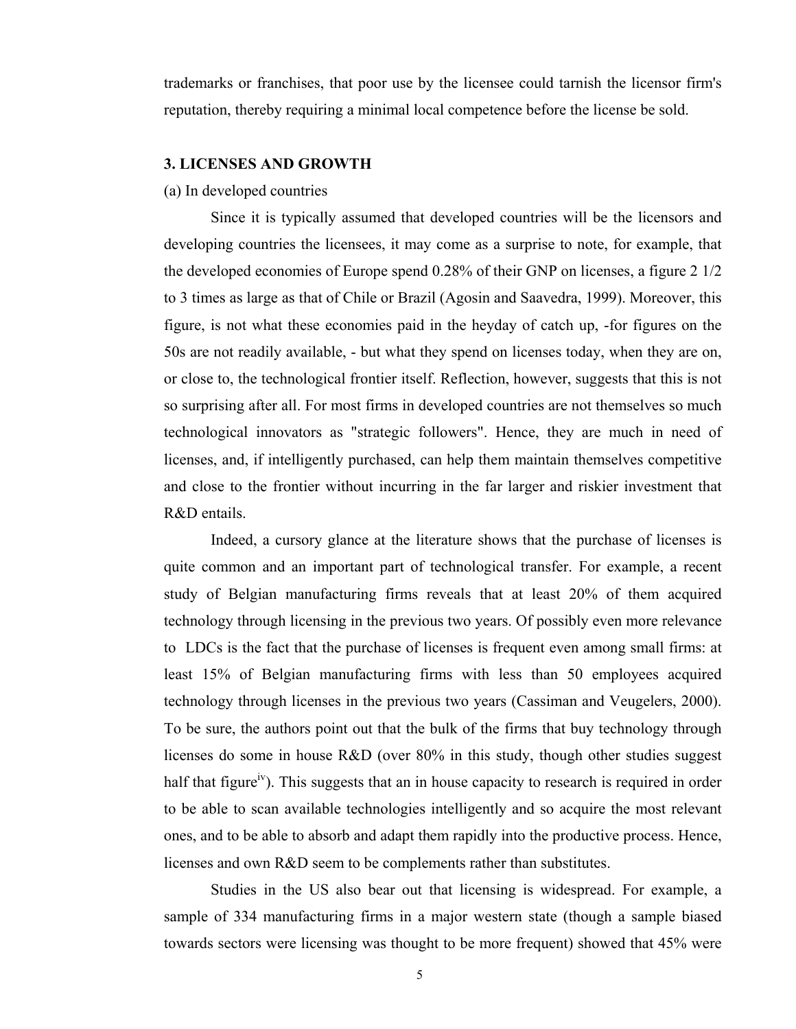trademarks or franchises, that poor use by the licensee could tarnish the licensor firm's reputation, thereby requiring a minimal local competence before the license be sold.

## 3. LICENSES AND GROWTH

(a) In developed countries

Since it is typically assumed that developed countries will be the licensors and developing countries the licensees, it may come as a surprise to note, for example, that the developed economies of Europe spend 0.28% of their GNP on licenses, a figure 2 1/2 to 3 times as large as that of Chile or Brazil (Agosin and Saavedra, 1999). Moreover, this figure, is not what these economies paid in the heyday of catch up, -for figures on the 50s are not readily available, - but what they spend on licenses today, when they are on, or close to, the technological frontier itself. Reflection, however, suggests that this is not so surprising after all. For most firms in developed countries are not themselves so much technological innovators as "strategic followers". Hence, they are much in need of licenses, and, if intelligently purchased, can help them maintain themselves competitive and close to the frontier without incurring in the far larger and riskier investment that R&D entails.

Indeed, a cursory glance at the literature shows that the purchase of licenses is quite common and an important part of technological transfer. For example, a recent study of Belgian manufacturing firms reveals that at least 20% of them acquired technology through licensing in the previous two years. Of possibly even more relevance to LDCs is the fact that the purchase of licenses is frequent even among small firms: at least 15% of Belgian manufacturing firms with less than 50 employees acquired technology through licenses in the previous two years (Cassiman and Veugelers, 2000). To be sure, the authors point out that the bulk of the firms that buy technology through licenses do some in house R&D (over 80% in this study, though other studies suggest half that figure[iv]). This suggests that an in house capacity to research is required in order to be able to scan available technologies intelligently and so acquire the most relevant ones, and to be able to absorb and adapt them rapidly into the productive process. Hence, licenses and own R&D seem to be complements rather than substitutes.

Studies in the US also bear out that licensing is widespread. For example, a sample of 334 manufacturing firms in a major western state (though a sample biased towards sectors were licensing was thought to be more frequent) showed that 45% were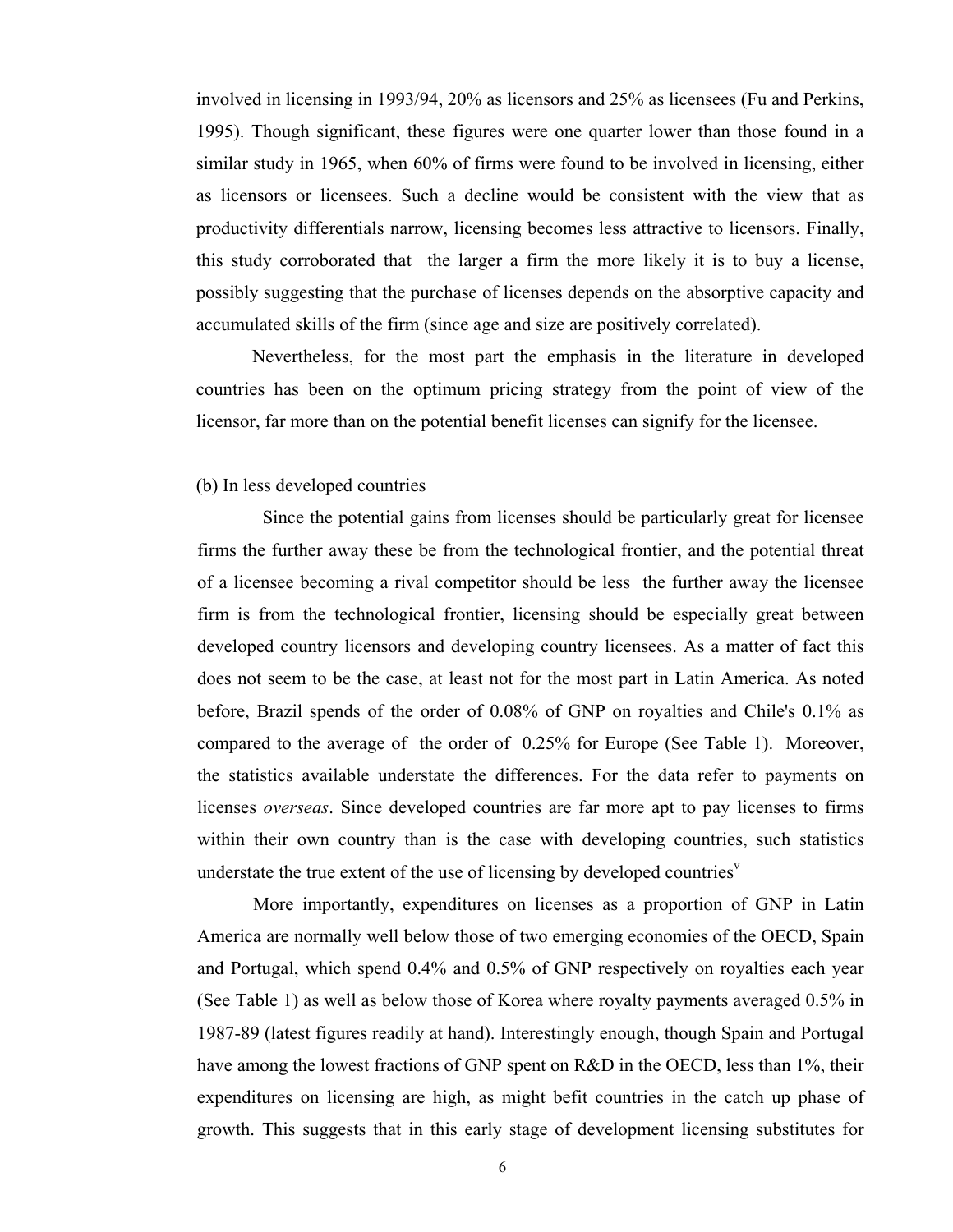involved in licensing in 1993/94, 20% as licensors and 25% as licensees (Fu and Perkins, 1995). Though significant, these figures were one quarter lower than those found in a similar study in 1965, when 60% of firms were found to be involved in licensing, either as licensors or licensees. Such a decline would be consistent with the view that as productivity differentials narrow, licensing becomes less attractive to licensors. Finally, this study corroborated that the larger a firm the more likely it is to buy a license, possibly suggesting that the purchase of licenses depends on the absorptive capacity and accumulated skills of the firm (since age and size are positively correlated).

Nevertheless, for the most part the emphasis in the literature in developed countries has been on the optimum pricing strategy from the point of view of the licensor, far more than on the potential benefit licenses can signify for the licensee.

(b) In less developed countries

Since the potential gains from licenses should be particularly great for licensee firms the further away these be from the technological frontier, and the potential threat of a licensee becoming a rival competitor should be less the further away the licensee firm is from the technological frontier, licensing should be especially great between developed country licensors and developing country licensees. As a matter of fact this does not seem to be the case, at least not for the most part in Latin America. As noted before, Brazil spends of the order of 0.08% of GNP on royalties and Chile's 0.1% as compared to the average of the order of 0.25% for Europe (See Table 1). Moreover, the statistics available understate the differences. For the data refer to payments on licenses *overseas*. Since developed countries are far more apt to pay licenses to firms within their own country than is the case with developing countries, such statistics understate the true extent of the use of licensing by developed countries[v]

More importantly, expenditures on licenses as a proportion of GNP in Latin America are normally well below those of two emerging economies of the OECD, Spain and Portugal, which spend 0.4% and 0.5% of GNP respectively on royalties each year (See Table 1) as well as below those of Korea where royalty payments averaged 0.5% in 1987-89 (latest figures readily at hand). Interestingly enough, though Spain and Portugal have among the lowest fractions of GNP spent on R&D in the OECD, less than 1%, their expenditures on licensing are high, as might befit countries in the catch up phase of growth. This suggests that in this early stage of development licensing substitutes for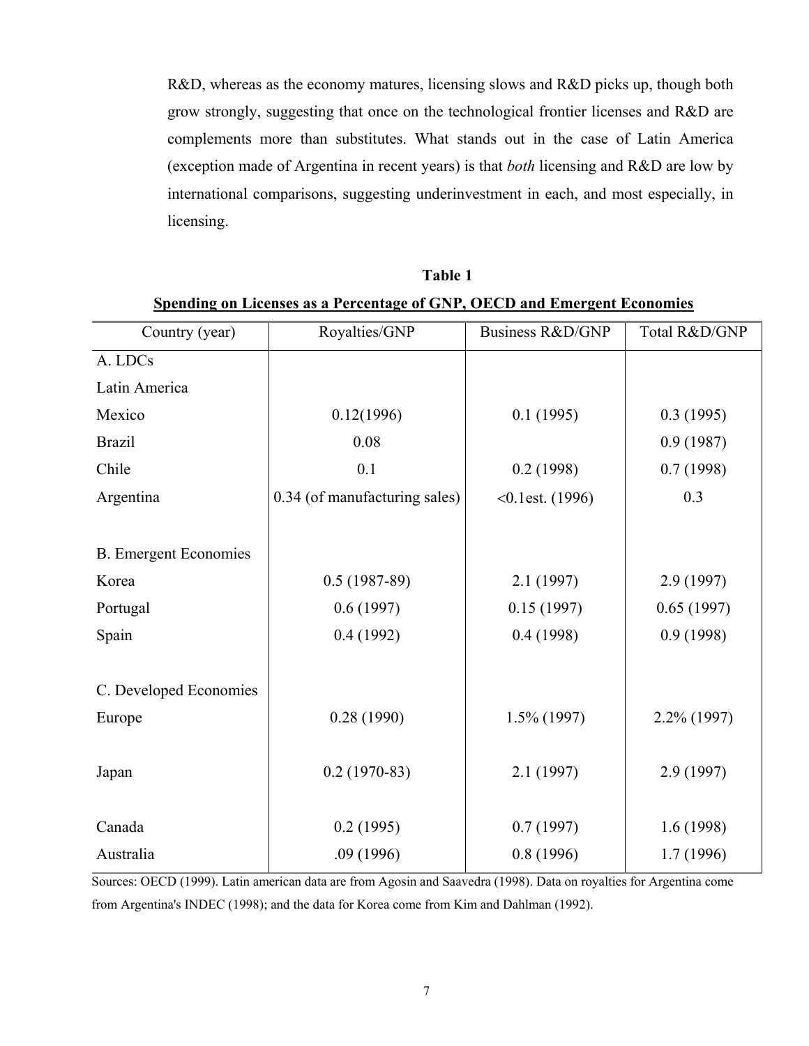R&D, whereas as the economy matures, licensing slows and R&D picks up, though both grow strongly, suggesting that once on the technological frontier licenses and R&D are complements more than substitutes. What stands out in the case of Latin America (exception made of Argentina in recent years) is that *both* licensing and R&D are low by international comparisons, suggesting underinvestment in each, and most especially, in licensing.

**Table 1**

**Spending on Licenses as a Percentage of GNP, OECD and Emergent Economies**

| Country (year) | Royalties/GNP | Business R&D/GNP | Total R&D/GNP |
|---|---|---|---|
| A. LDCs | | | |
| Latin America | | | |
| Mexico | 0.12(1996) | 0.1 (1995) | 0.3 (1995) |
| Brazil | 0.08 | | 0.9 (1987) |
| Chile | 0.1 | 0.2 (1998) | 0.7 (1998) |
| Argentina | 0.34 (of manufacturing sales) | <0.1est. (1996) | 0.3 |
| | | | |
| B. Emergent Economies | | | |
| Korea | 0.5 (1987-89) | 2.1 (1997) | 2.9 (1997) |
| Portugal | 0.6 (1997) | 0.15 (1997) | 0.65 (1997) |
| Spain | 0.4 (1992) | 0.4 (1998) | 0.9 (1998) |
| | | | |
| C. Developed Economies | | | |
| Europe | 0.28 (1990) | 1.5% (1997) | 2.2% (1997) |
| | | | |
| Japan | 0.2 (1970-83) | 2.1 (1997) | 2.9 (1997) |
| | | | |
| Canada | 0.2 (1995) | 0.7 (1997) | 1.6 (1998) |
| Australia | .09 (1996) | 0.8 (1996) | 1.7 (1996) |

Sources: OECD (1999). Latin american data are from Agosin and Saavedra (1998). Data on royalties for Argentina come from Argentina's INDEC (1998); and the data for Korea come from Kim and Dahlman (1992).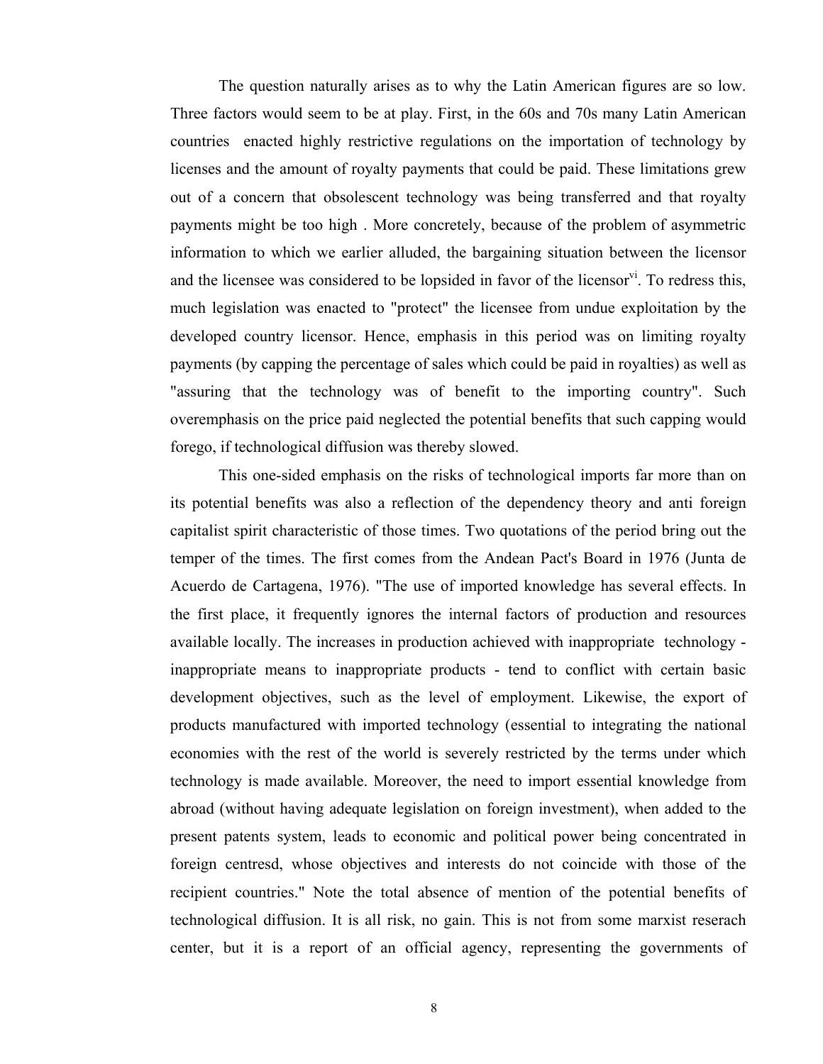The question naturally arises as to why the Latin American figures are so low. Three factors would seem to be at play. First, in the 60s and 70s many Latin American countries  enacted highly restrictive regulations on the importation of technology by licenses and the amount of royalty payments that could be paid. These limitations grew out of a concern that obsolescent technology was being transferred and that royalty payments might be too high . More concretely, because of the problem of asymmetric information to which we earlier alluded, the bargaining situation between the licensor and the licensee was considered to be lopsided in favor of the licensor[vi]. To redress this, much legislation was enacted to "protect" the licensee from undue exploitation by the developed country licensor. Hence, emphasis in this period was on limiting royalty payments (by capping the percentage of sales which could be paid in royalties) as well as "assuring that the technology was of benefit to the importing country". Such overemphasis on the price paid neglected the potential benefits that such capping would forego, if technological diffusion was thereby slowed.

This one-sided emphasis on the risks of technological imports far more than on its potential benefits was also a reflection of the dependency theory and anti foreign capitalist spirit characteristic of those times. Two quotations of the period bring out the temper of the times. The first comes from the Andean Pact's Board in 1976 (Junta de Acuerdo de Cartagena, 1976). "The use of imported knowledge has several effects. In the first place, it frequently ignores the internal factors of production and resources available locally. The increases in production achieved with inappropriate  technology - inappropriate means to inappropriate products - tend to conflict with certain basic development objectives, such as the level of employment. Likewise, the export of products manufactured with imported technology (essential to integrating the national economies with the rest of the world is severely restricted by the terms under which technology is made available. Moreover, the need to import essential knowledge from abroad (without having adequate legislation on foreign investment), when added to the present patents system, leads to economic and political power being concentrated in foreign centresd, whose objectives and interests do not coincide with those of the recipient countries." Note the total absence of mention of the potential benefits of technological diffusion. It is all risk, no gain. This is not from some marxist reserach center, but it is a report of an official agency, representing the governments of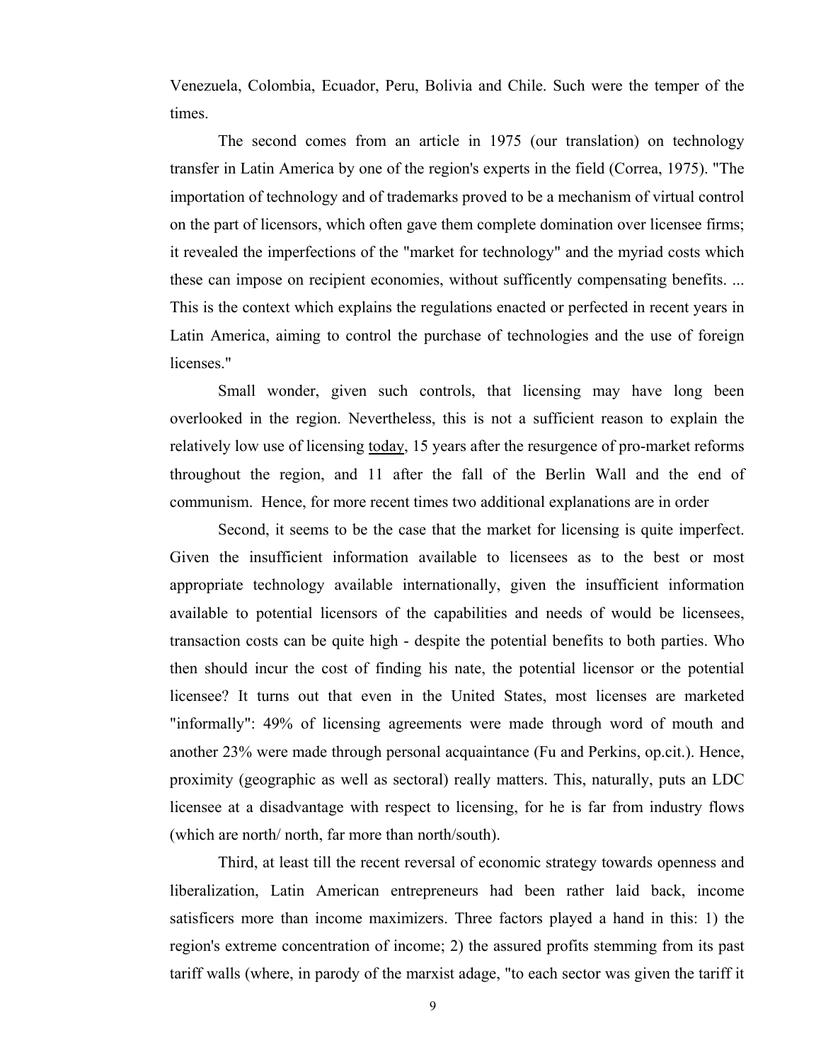Venezuela, Colombia, Ecuador, Peru, Bolivia and Chile. Such were the temper of the times.

The second comes from an article in 1975 (our translation) on technology transfer in Latin America by one of the region's experts in the field (Correa, 1975). "The importation of technology and of trademarks proved to be a mechanism of virtual control on the part of licensors, which often gave them complete domination over licensee firms; it revealed the imperfections of the "market for technology" and the myriad costs which these can impose on recipient economies, without sufficently compensating benefits. ... This is the context which explains the regulations enacted or perfected in recent years in Latin America, aiming to control the purchase of technologies and the use of foreign licenses."

Small wonder, given such controls, that licensing may have long been overlooked in the region. Nevertheless, this is not a sufficient reason to explain the relatively low use of licensing today, 15 years after the resurgence of pro-market reforms throughout the region, and 11 after the fall of the Berlin Wall and the end of communism. Hence, for more recent times two additional explanations are in order

Second, it seems to be the case that the market for licensing is quite imperfect. Given the insufficient information available to licensees as to the best or most appropriate technology available internationally, given the insufficient information available to potential licensors of the capabilities and needs of would be licensees, transaction costs can be quite high - despite the potential benefits to both parties. Who then should incur the cost of finding his nate, the potential licensor or the potential licensee? It turns out that even in the United States, most licenses are marketed "informally": 49% of licensing agreements were made through word of mouth and another 23% were made through personal acquaintance (Fu and Perkins, op.cit.). Hence, proximity (geographic as well as sectoral) really matters. This, naturally, puts an LDC licensee at a disadvantage with respect to licensing, for he is far from industry flows (which are north/ north, far more than north/south).

Third, at least till the recent reversal of economic strategy towards openness and liberalization, Latin American entrepreneurs had been rather laid back, income satisficers more than income maximizers. Three factors played a hand in this: 1) the region's extreme concentration of income; 2) the assured profits stemming from its past tariff walls (where, in parody of the marxist adage, "to each sector was given the tariff it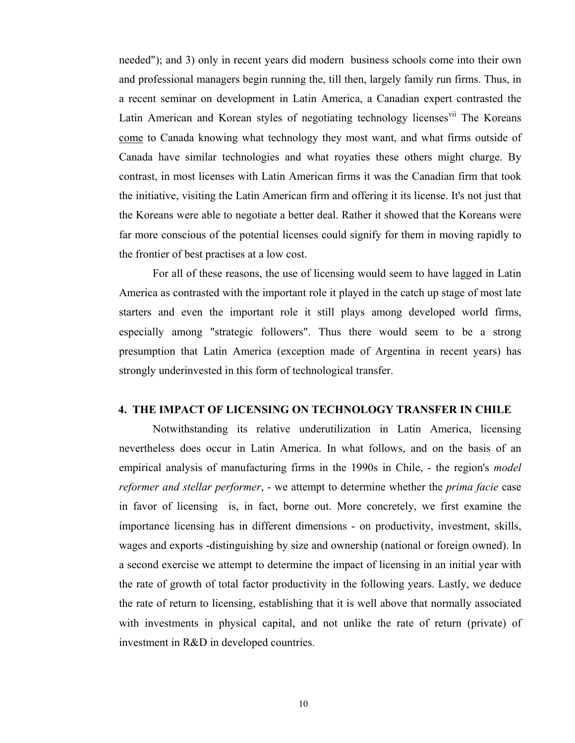needed"); and 3) only in recent years did modern business schools come into their own and professional managers begin running the, till then, largely family run firms. Thus, in a recent seminar on development in Latin America, a Canadian expert contrasted the Latin American and Korean styles of negotiating technology licenses[vii] The Koreans come to Canada knowing what technology they most want, and what firms outside of Canada have similar technologies and what royaties these others might charge. By contrast, in most licenses with Latin American firms it was the Canadian firm that took the initiative, visiting the Latin American firm and offering it its license. It's not just that the Koreans were able to negotiate a better deal. Rather it showed that the Koreans were far more conscious of the potential licenses could signify for them in moving rapidly to the frontier of best practises at a low cost.

For all of these reasons, the use of licensing would seem to have lagged in Latin America as contrasted with the important role it played in the catch up stage of most late starters and even the important role it still plays among developed world firms, especially among "strategic followers". Thus there would seem to be a strong presumption that Latin America (exception made of Argentina in recent years) has strongly underinvested in this form of technological transfer.

## 4. THE IMPACT OF LICENSING ON TECHNOLOGY TRANSFER IN CHILE

Notwithstanding its relative underutilization in Latin America, licensing nevertheless does occur in Latin America. In what follows, and on the basis of an empirical analysis of manufacturing firms in the 1990s in Chile, - the region's *model reformer and stellar performer*, - we attempt to determine whether the *prima facie* case in favor of licensing is, in fact, borne out. More concretely, we first examine the importance licensing has in different dimensions - on productivity, investment, skills, wages and exports -distinguishing by size and ownership (national or foreign owned). In a second exercise we attempt to determine the impact of licensing in an initial year with the rate of growth of total factor productivity in the following years. Lastly, we deduce the rate of return to licensing, establishing that it is well above that normally associated with investments in physical capital, and not unlike the rate of return (private) of investment in R&D in developed countries.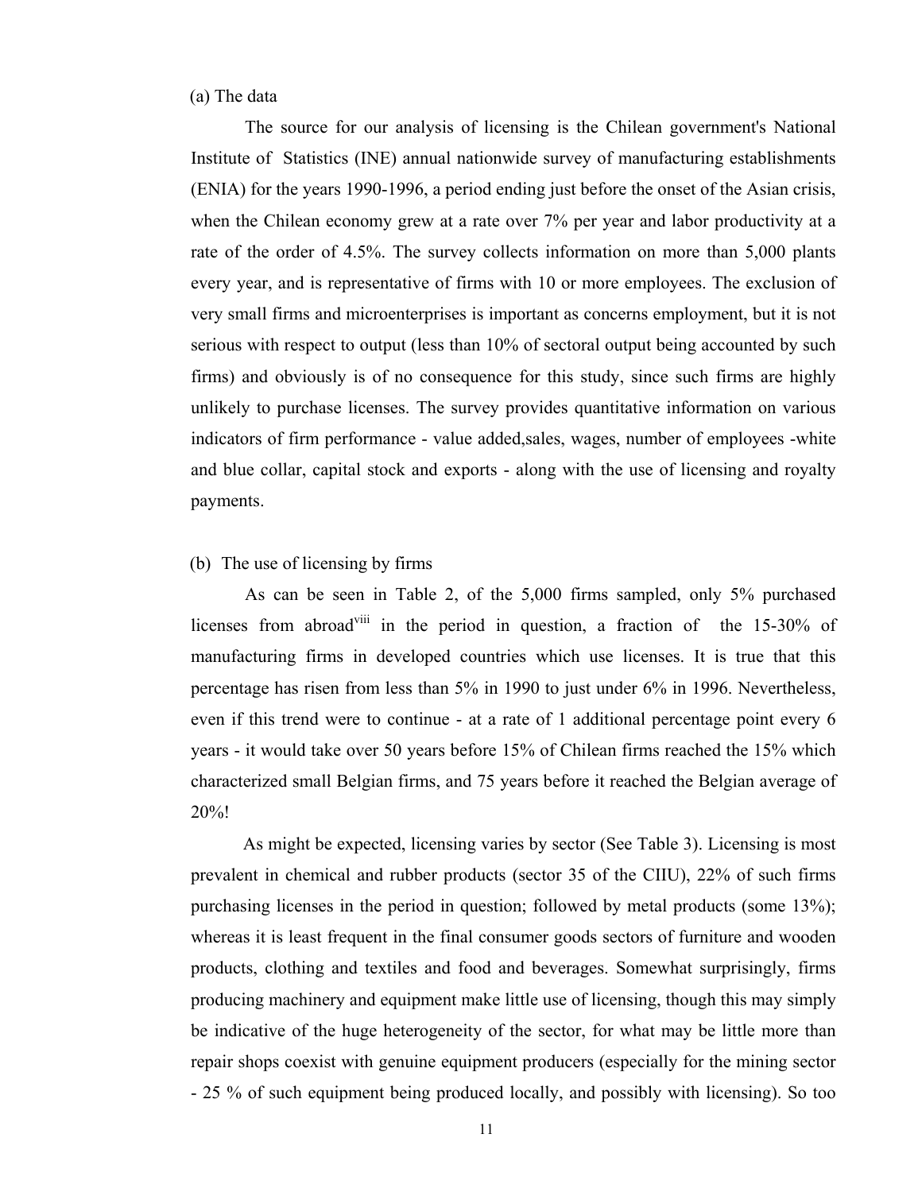(a) The data

The source for our analysis of licensing is the Chilean government's National Institute of Statistics (INE) annual nationwide survey of manufacturing establishments (ENIA) for the years 1990-1996, a period ending just before the onset of the Asian crisis, when the Chilean economy grew at a rate over 7% per year and labor productivity at a rate of the order of 4.5%. The survey collects information on more than 5,000 plants every year, and is representative of firms with 10 or more employees. The exclusion of very small firms and microenterprises is important as concerns employment, but it is not serious with respect to output (less than 10% of sectoral output being accounted by such firms) and obviously is of no consequence for this study, since such firms are highly unlikely to purchase licenses. The survey provides quantitative information on various indicators of firm performance - value added,sales, wages, number of employees -white and blue collar, capital stock and exports - along with the use of licensing and royalty payments.

(b) The use of licensing by firms

As can be seen in Table 2, of the 5,000 firms sampled, only 5% purchased licenses from abroad[viii] in the period in question, a fraction of the 15-30% of manufacturing firms in developed countries which use licenses. It is true that this percentage has risen from less than 5% in 1990 to just under 6% in 1996. Nevertheless, even if this trend were to continue - at a rate of 1 additional percentage point every 6 years - it would take over 50 years before 15% of Chilean firms reached the 15% which characterized small Belgian firms, and 75 years before it reached the Belgian average of 20%!

As might be expected, licensing varies by sector (See Table 3). Licensing is most prevalent in chemical and rubber products (sector 35 of the CIIU), 22% of such firms purchasing licenses in the period in question; followed by metal products (some 13%); whereas it is least frequent in the final consumer goods sectors of furniture and wooden products, clothing and textiles and food and beverages. Somewhat surprisingly, firms producing machinery and equipment make little use of licensing, though this may simply be indicative of the huge heterogeneity of the sector, for what may be little more than repair shops coexist with genuine equipment producers (especially for the mining sector - 25 % of such equipment being produced locally, and possibly with licensing). So too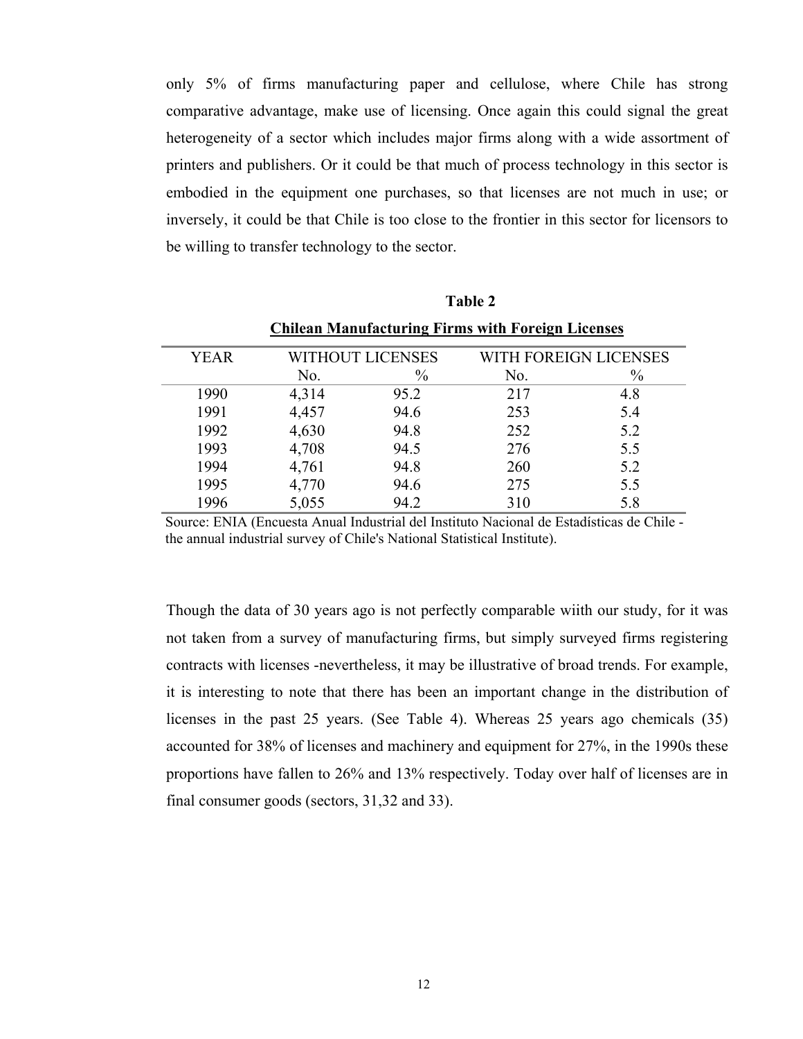only 5% of firms manufacturing paper and cellulose, where Chile has strong comparative advantage, make use of licensing. Once again this could signal the great heterogeneity of a sector which includes major firms along with a wide assortment of printers and publishers. Or it could be that much of process technology in this sector is embodied in the equipment one purchases, so that licenses are not much in use; or inversely, it could be that Chile is too close to the frontier in this sector for licensors to be willing to transfer technology to the sector.

**Table 2**

**Chilean Manufacturing Firms with Foreign Licenses**

| YEAR | WITHOUT LICENSES | | WITH FOREIGN LICENSES | |
|---|---|---|---|---|
| | No. | % | No. | % |
| 1990 | 4,314 | 95.2 | 217 | 4.8 |
| 1991 | 4,457 | 94.6 | 253 | 5.4 |
| 1992 | 4,630 | 94.8 | 252 | 5.2 |
| 1993 | 4,708 | 94.5 | 276 | 5.5 |
| 1994 | 4,761 | 94.8 | 260 | 5.2 |
| 1995 | 4,770 | 94.6 | 275 | 5.5 |
| 1996 | 5,055 | 94.2 | 310 | 5.8 |

Source: ENIA (Encuesta Anual Industrial del Instituto Nacional de Estadísticas de Chile - the annual industrial survey of Chile's National Statistical Institute).

Though the data of 30 years ago is not perfectly comparable wiith our study, for it was not taken from a survey of manufacturing firms, but simply surveyed firms registering contracts with licenses -nevertheless, it may be illustrative of broad trends. For example, it is interesting to note that there has been an important change in the distribution of licenses in the past 25 years. (See Table 4). Whereas 25 years ago chemicals (35) accounted for 38% of licenses and machinery and equipment for 27%, in the 1990s these proportions have fallen to 26% and 13% respectively. Today over half of licenses are in final consumer goods (sectors, 31,32 and 33).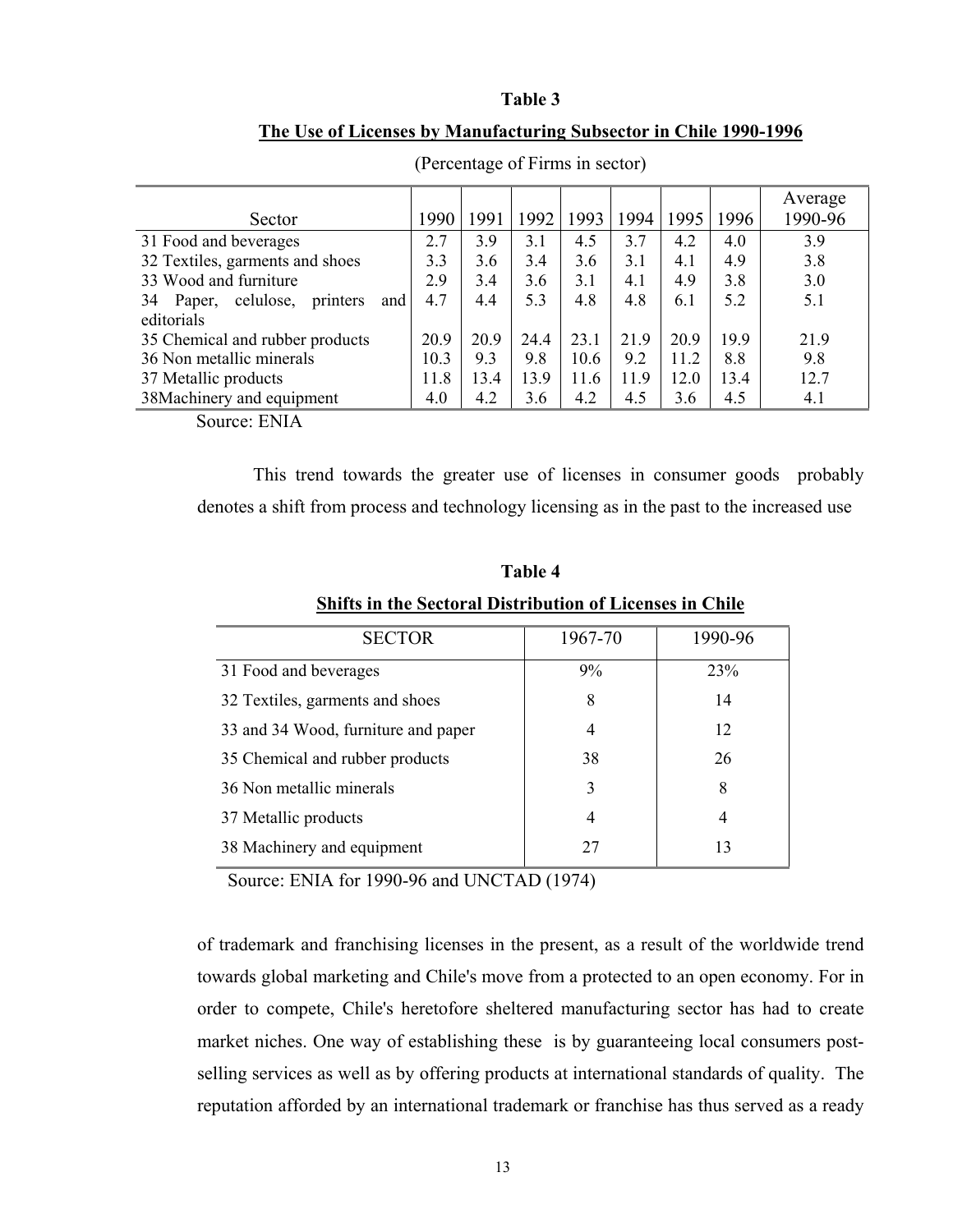**Table 3**

**The Use of Licenses by Manufacturing Subsector in Chile 1990-1996**

(Percentage of Firms in sector)

| Sector | 1990 | 1991 | 1992 | 1993 | 1994 | 1995 | 1996 | Average 1990-96 |
|---|---|---|---|---|---|---|---|---|
| 31 Food and beverages | 2.7 | 3.9 | 3.1 | 4.5 | 3.7 | 4.2 | 4.0 | 3.9 |
| 32 Textiles, garments and shoes | 3.3 | 3.6 | 3.4 | 3.6 | 3.1 | 4.1 | 4.9 | 3.8 |
| 33 Wood and furniture | 2.9 | 3.4 | 3.6 | 3.1 | 4.1 | 4.9 | 3.8 | 3.0 |
| 34 Paper, celulose, printers and editorials | 4.7 | 4.4 | 5.3 | 4.8 | 4.8 | 6.1 | 5.2 | 5.1 |
| 35 Chemical and rubber products | 20.9 | 20.9 | 24.4 | 23.1 | 21.9 | 20.9 | 19.9 | 21.9 |
| 36 Non metallic minerals | 10.3 | 9.3 | 9.8 | 10.6 | 9.2 | 11.2 | 8.8 | 9.8 |
| 37 Metallic products | 11.8 | 13.4 | 13.9 | 11.6 | 11.9 | 12.0 | 13.4 | 12.7 |
| 38Machinery and equipment | 4.0 | 4.2 | 3.6 | 4.2 | 4.5 | 3.6 | 4.5 | 4.1 |

Source: ENIA

This trend towards the greater use of licenses in consumer goods probably denotes a shift from process and technology licensing as in the past to the increased use

**Table 4**

**Shifts in the Sectoral Distribution of Licenses in Chile**

| SECTOR | 1967-70 | 1990-96 |
|---|---|---|
| 31 Food and beverages | 9% | 23% |
| 32 Textiles, garments and shoes | 8 | 14 |
| 33 and 34 Wood, furniture and paper | 4 | 12 |
| 35 Chemical and rubber products | 38 | 26 |
| 36 Non metallic minerals | 3 | 8 |
| 37 Metallic products | 4 | 4 |
| 38 Machinery and equipment | 27 | 13 |

Source: ENIA for 1990-96 and UNCTAD (1974)

of trademark and franchising licenses in the present, as a result of the worldwide trend towards global marketing and Chile's move from a protected to an open economy. For in order to compete, Chile's heretofore sheltered manufacturing sector has had to create market niches. One way of establishing these is by guaranteeing local consumers post-selling services as well as by offering products at international standards of quality. The reputation afforded by an international trademark or franchise has thus served as a ready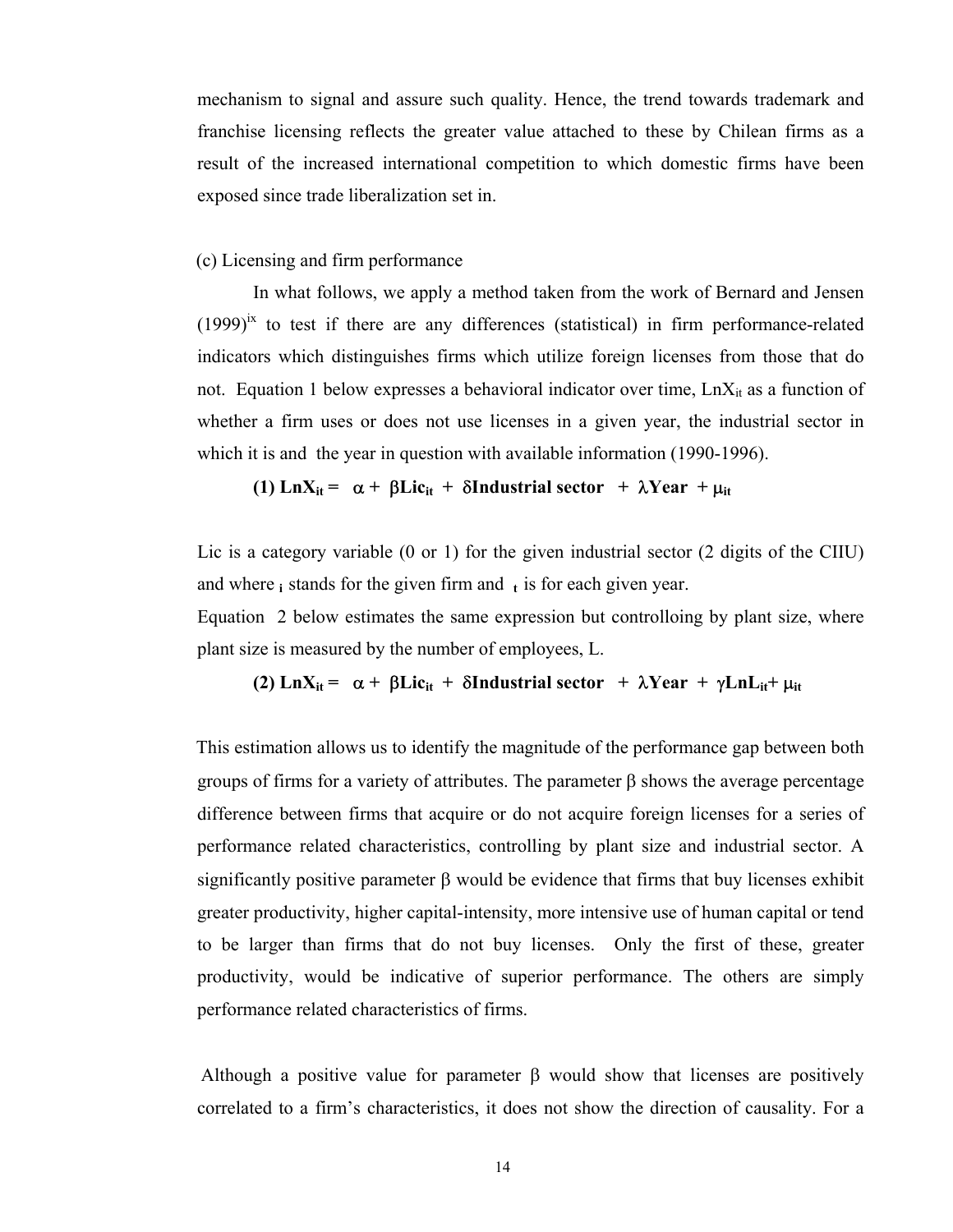mechanism to signal and assure such quality. Hence, the trend towards trademark and franchise licensing reflects the greater value attached to these by Chilean firms as a result of the increased international competition to which domestic firms have been exposed since trade liberalization set in.

(c) Licensing and firm performance

In what follows, we apply a method taken from the work of Bernard and Jensen (1999)[ix] to test if there are any differences (statistical) in firm performance-related indicators which distinguishes firms which utilize foreign licenses from those that do not. Equation 1 below expresses a behavioral indicator over time, $LnX_{it}$ as a function of whether a firm uses or does not use licenses in a given year, the industrial sector in which it is and the year in question with available information (1990-1996).

$$\textbf{(1) } LnX_{it} = \alpha + \beta Lic_{it} + \delta \text{Industrial sector} + \lambda \text{Year} + \mu_{it}$$

Lic is a category variable (0 or 1) for the given industrial sector (2 digits of the CIIU) and where $_{i}$ stands for the given firm and $_{t}$ is for each given year.

Equation 2 below estimates the same expression but controlloing by plant size, where plant size is measured by the number of employees, L.

$$\textbf{(2) } LnX_{it} = \alpha + \beta Lic_{it} + \delta \text{Industrial sector} + \lambda \text{Year} + \gamma LnL_{it} + \mu_{it}$$

This estimation allows us to identify the magnitude of the performance gap between both groups of firms for a variety of attributes. The parameter $\beta$ shows the average percentage difference between firms that acquire or do not acquire foreign licenses for a series of performance related characteristics, controlling by plant size and industrial sector. A significantly positive parameter $\beta$ would be evidence that firms that buy licenses exhibit greater productivity, higher capital-intensity, more intensive use of human capital or tend to be larger than firms that do not buy licenses. Only the first of these, greater productivity, would be indicative of superior performance. The others are simply performance related characteristics of firms.

Although a positive value for parameter $\beta$ would show that licenses are positively correlated to a firm's characteristics, it does not show the direction of causality. For a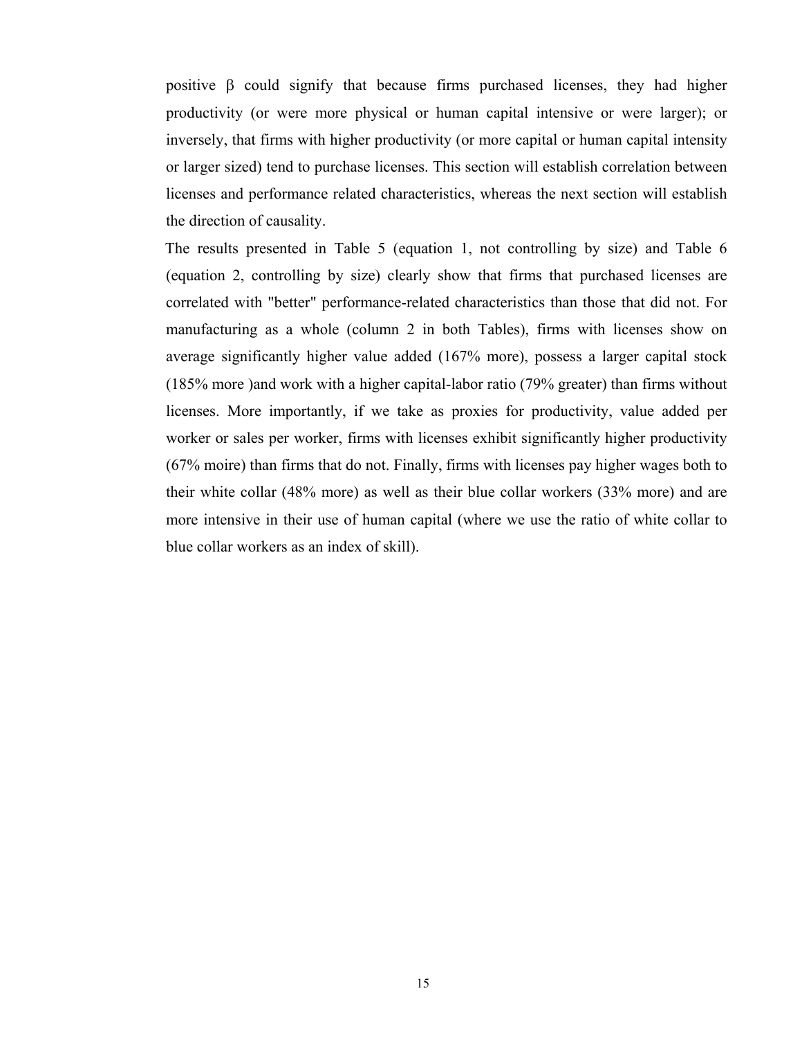positive $\beta$ could signify that because firms purchased licenses, they had higher productivity (or were more physical or human capital intensive or were larger); or inversely, that firms with higher productivity (or more capital or human capital intensity or larger sized) tend to purchase licenses. This section will establish correlation between licenses and performance related characteristics, whereas the next section will establish the direction of causality.

The results presented in Table 5 (equation 1, not controlling by size) and Table 6 (equation 2, controlling by size) clearly show that firms that purchased licenses are correlated with "better" performance-related characteristics than those that did not. For manufacturing as a whole (column 2 in both Tables), firms with licenses show on average significantly higher value added (167% more), possess a larger capital stock (185% more )and work with a higher capital-labor ratio (79% greater) than firms without licenses. More importantly, if we take as proxies for productivity, value added per worker or sales per worker, firms with licenses exhibit significantly higher productivity (67% moire) than firms that do not. Finally, firms with licenses pay higher wages both to their white collar (48% more) as well as their blue collar workers (33% more) and are more intensive in their use of human capital (where we use the ratio of white collar to blue collar workers as an index of skill).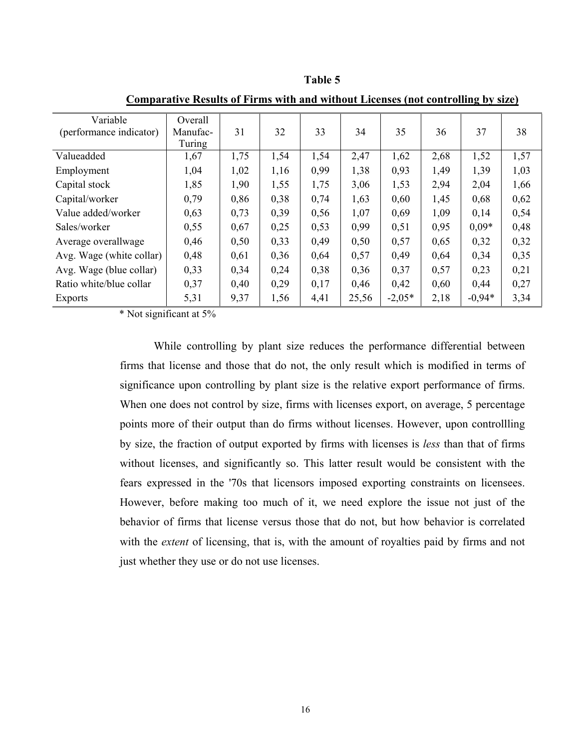**Table 5**

**Comparative Results of Firms with and without Licenses (not controlling by size)**

| Variable (performance indicator) | Overall Manufac-Turing | 31 | 32 | 33 | 34 | 35 | 36 | 37 | 38 |
|---|---|---|---|---|---|---|---|---|---|
| Valueadded | 1,67 | 1,75 | 1,54 | 1,54 | 2,47 | 1,62 | 2,68 | 1,52 | 1,57 |
| Employment | 1,04 | 1,02 | 1,16 | 0,99 | 1,38 | 0,93 | 1,49 | 1,39 | 1,03 |
| Capital stock | 1,85 | 1,90 | 1,55 | 1,75 | 3,06 | 1,53 | 2,94 | 2,04 | 1,66 |
| Capital/worker | 0,79 | 0,86 | 0,38 | 0,74 | 1,63 | 0,60 | 1,45 | 0,68 | 0,62 |
| Value added/worker | 0,63 | 0,73 | 0,39 | 0,56 | 1,07 | 0,69 | 1,09 | 0,14 | 0,54 |
| Sales/worker | 0,55 | 0,67 | 0,25 | 0,53 | 0,99 | 0,51 | 0,95 | 0,09* | 0,48 |
| Average overallwage | 0,46 | 0,50 | 0,33 | 0,49 | 0,50 | 0,57 | 0,65 | 0,32 | 0,32 |
| Avg. Wage (white collar) | 0,48 | 0,61 | 0,36 | 0,64 | 0,57 | 0,49 | 0,64 | 0,34 | 0,35 |
| Avg. Wage (blue collar) | 0,33 | 0,34 | 0,24 | 0,38 | 0,36 | 0,37 | 0,57 | 0,23 | 0,21 |
| Ratio white/blue collar | 0,37 | 0,40 | 0,29 | 0,17 | 0,46 | 0,42 | 0,60 | 0,44 | 0,27 |
| Exports | 5,31 | 9,37 | 1,56 | 4,41 | 25,56 | -2,05* | 2,18 | -0,94* | 3,34 |

\* Not significant at 5%

While controlling by plant size reduces the performance differential between firms that license and those that do not, the only result which is modified in terms of significance upon controlling by plant size is the relative export performance of firms. When one does not control by size, firms with licenses export, on average, 5 percentage points more of their output than do firms without licenses. However, upon controllling by size, the fraction of output exported by firms with licenses is *less* than that of firms without licenses, and significantly so. This latter result would be consistent with the fears expressed in the '70s that licensors imposed exporting constraints on licensees. However, before making too much of it, we need explore the issue not just of the behavior of firms that license versus those that do not, but how behavior is correlated with the *extent* of licensing, that is, with the amount of royalties paid by firms and not just whether they use or do not use licenses.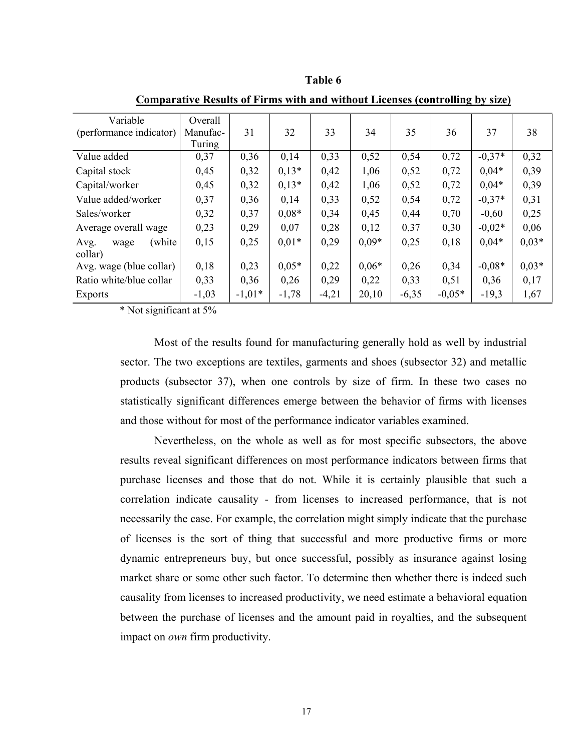**Table 6**

**Comparative Results of Firms with and without Licenses (controlling by size)**

| Variable (performance indicator) | Overall Manufac-Turing | 31 | 32 | 33 | 34 | 35 | 36 | 37 | 38 |
|---|---|---|---|---|---|---|---|---|---|
| Value added | 0,37 | 0,36 | 0,14 | 0,33 | 0,52 | 0,54 | 0,72 | -0,37* | 0,32 |
| Capital stock | 0,45 | 0,32 | 0,13* | 0,42 | 1,06 | 0,52 | 0,72 | 0,04* | 0,39 |
| Capital/worker | 0,45 | 0,32 | 0,13* | 0,42 | 1,06 | 0,52 | 0,72 | 0,04* | 0,39 |
| Value added/worker | 0,37 | 0,36 | 0,14 | 0,33 | 0,52 | 0,54 | 0,72 | -0,37* | 0,31 |
| Sales/worker | 0,32 | 0,37 | 0,08* | 0,34 | 0,45 | 0,44 | 0,70 | -0,60 | 0,25 |
| Average overall wage | 0,23 | 0,29 | 0,07 | 0,28 | 0,12 | 0,37 | 0,30 | -0,02* | 0,06 |
| Avg. wage (white collar) | 0,15 | 0,25 | 0,01* | 0,29 | 0,09* | 0,25 | 0,18 | 0,04* | 0,03* |
| Avg. wage (blue collar) | 0,18 | 0,23 | 0,05* | 0,22 | 0,06* | 0,26 | 0,34 | -0,08* | 0,03* |
| Ratio white/blue collar | 0,33 | 0,36 | 0,26 | 0,29 | 0,22 | 0,33 | 0,51 | 0,36 | 0,17 |
| Exports | -1,03 | -1,01* | -1,78 | -4,21 | 20,10 | -6,35 | -0,05* | -19,3 | 1,67 |

* Not significant at 5%

Most of the results found for manufacturing generally hold as well by industrial sector. The two exceptions are textiles, garments and shoes (subsector 32) and metallic products (subsector 37), when one controls by size of firm. In these two cases no statistically significant differences emerge between the behavior of firms with licenses and those without for most of the performance indicator variables examined.

Nevertheless, on the whole as well as for most specific subsectors, the above results reveal significant differences on most performance indicators between firms that purchase licenses and those that do not. While it is certainly plausible that such a correlation indicate causality - from licenses to increased performance, that is not necessarily the case. For example, the correlation might simply indicate that the purchase of licenses is the sort of thing that successful and more productive firms or more dynamic entrepreneurs buy, but once successful, possibly as insurance against losing market share or some other such factor. To determine then whether there is indeed such causality from licenses to increased productivity, we need estimate a behavioral equation between the purchase of licenses and the amount paid in royalties, and the subsequent impact on *own* firm productivity.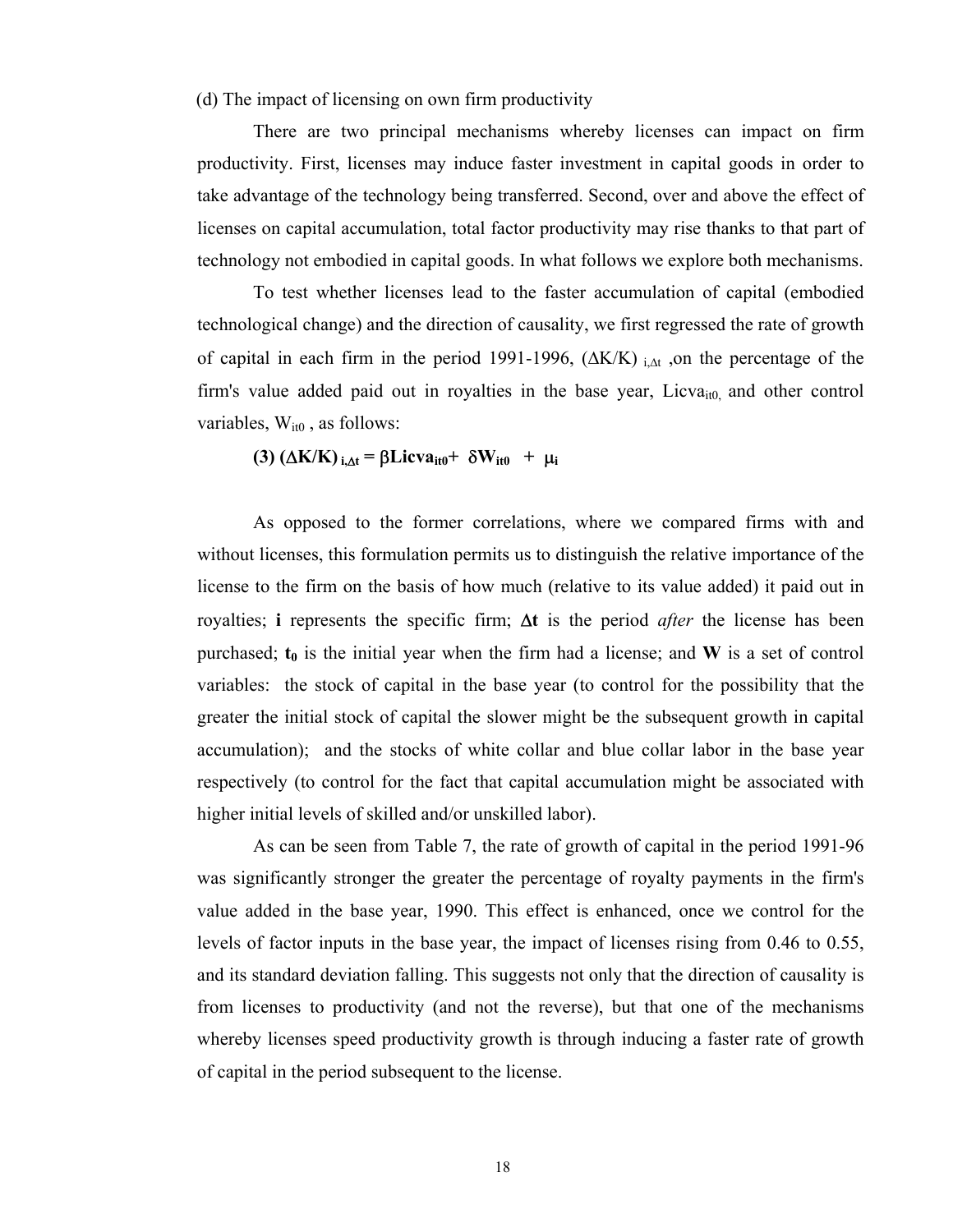(d) The impact of licensing on own firm productivity

There are two principal mechanisms whereby licenses can impact on firm productivity. First, licenses may induce faster investment in capital goods in order to take advantage of the technology being transferred. Second, over and above the effect of licenses on capital accumulation, total factor productivity may rise thanks to that part of technology not embodied in capital goods. In what follows we explore both mechanisms.

To test whether licenses lead to the faster accumulation of capital (embodied technological change) and the direction of causality, we first regressed the rate of growth of capital in each firm in the period 1991-1996, $(\Delta K/K)_{i,\Delta t}$, on the percentage of the firm's value added paid out in royalties in the base year, $Licva_{it0}$, and other control variables, $W_{it0}$, as follows:

$$\textbf{(3)}\ (\Delta K/K)_{i,\Delta t} = \beta Licva_{it0} + \delta W_{it0} + \mu_i$$

As opposed to the former correlations, where we compared firms with and without licenses, this formulation permits us to distinguish the relative importance of the license to the firm on the basis of how much (relative to its value added) it paid out in royalties; **i** represents the specific firm; $\Delta$**t** is the period *after* the license has been purchased; $\mathbf{t_0}$ is the initial year when the firm had a license; and **W** is a set of control variables: the stock of capital in the base year (to control for the possibility that the greater the initial stock of capital the slower might be the subsequent growth in capital accumulation); and the stocks of white collar and blue collar labor in the base year respectively (to control for the fact that capital accumulation might be associated with higher initial levels of skilled and/or unskilled labor).

As can be seen from Table 7, the rate of growth of capital in the period 1991-96 was significantly stronger the greater the percentage of royalty payments in the firm's value added in the base year, 1990. This effect is enhanced, once we control for the levels of factor inputs in the base year, the impact of licenses rising from 0.46 to 0.55, and its standard deviation falling. This suggests not only that the direction of causality is from licenses to productivity (and not the reverse), but that one of the mechanisms whereby licenses speed productivity growth is through inducing a faster rate of growth of capital in the period subsequent to the license.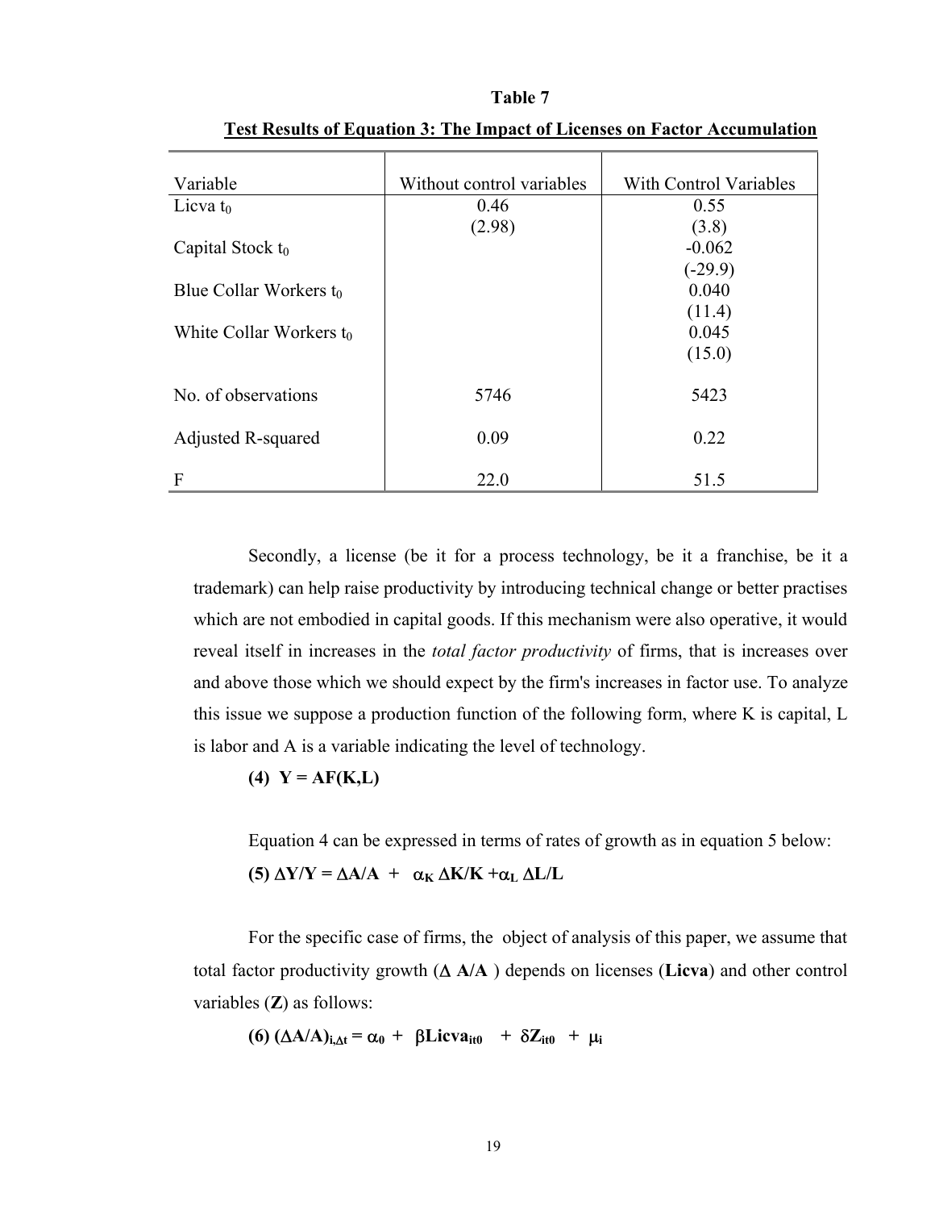**Table 7**

**Test Results of Equation 3: The Impact of Licenses on Factor Accumulation**

| Variable | Without control variables | With Control Variables |
|---|---|---|
| Licva $t_0$ | 0.46 | 0.55 |
| | (2.98) | (3.8) |
| Capital Stock $t_0$ | | -0.062 |
| | | (-29.9) |
| Blue Collar Workers $t_0$ | | 0.040 |
| | | (11.4) |
| White Collar Workers $t_0$ | | 0.045 |
| | | (15.0) |
| No. of observations | 5746 | 5423 |
| Adjusted R-squared | 0.09 | 0.22 |
| F | 22.0 | 51.5 |

Secondly, a license (be it for a process technology, be it a franchise, be it a trademark) can help raise productivity by introducing technical change or better practises which are not embodied in capital goods. If this mechanism were also operative, it would reveal itself in increases in the *total factor productivity* of firms, that is increases over and above those which we should expect by the firm's increases in factor use. To analyze this issue we suppose a production function of the following form, where K is capital, L is labor and A is a variable indicating the level of technology.

$$\textbf{(4)}\quad Y = AF(K,L)$$

Equation 4 can be expressed in terms of rates of growth as in equation 5 below:

$$\textbf{(5)}\quad \Delta Y/Y = \Delta A/A + \alpha_K \Delta K/K + \alpha_L \Delta L/L$$

For the specific case of firms, the object of analysis of this paper, we assume that total factor productivity growth ($\Delta A/A$) depends on licenses (**Licva**) and other control variables (**Z**) as follows:

$$\textbf{(6)}\quad (\Delta A/A)_{i,\Delta t} = \alpha_0 + \beta \mathbf{Licva}_{it0} + \delta \mathbf{Z}_{it0} + \mu_i$$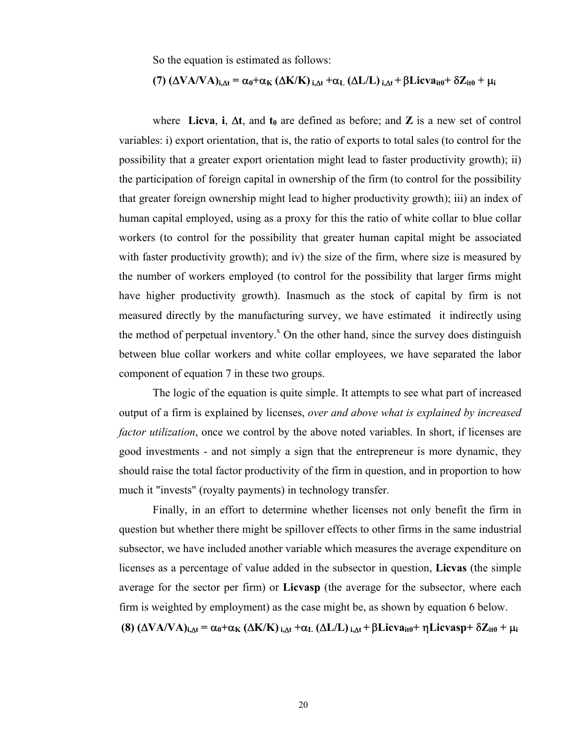So the equation is estimated as follows:

$$(7)\ (\Delta VA/VA)_{i,\Delta t} = \alpha_0 + \alpha_K\,(\Delta K/K)_{i,\Delta t} + \alpha_L\,(\Delta L/L)_{i,\Delta t} + \beta Licva_{it0} + \delta Z_{it0} + \mu_i$$

where **Licva**, **i**, $\Delta t$, and $t_0$ are defined as before; and **Z** is a new set of control variables: i) export orientation, that is, the ratio of exports to total sales (to control for the possibility that a greater export orientation might lead to faster productivity growth); ii) the participation of foreign capital in ownership of the firm (to control for the possibility that greater foreign ownership might lead to higher productivity growth); iii) an index of human capital employed, using as a proxy for this the ratio of white collar to blue collar workers (to control for the possibility that greater human capital might be associated with faster productivity growth); and iv) the size of the firm, where size is measured by the number of workers employed (to control for the possibility that larger firms might have higher productivity growth). Inasmuch as the stock of capital by firm is not measured directly by the manufacturing survey, we have estimated it indirectly using the method of perpetual inventory.[x] On the other hand, since the survey does distinguish between blue collar workers and white collar employees, we have separated the labor component of equation 7 in these two groups.

The logic of the equation is quite simple. It attempts to see what part of increased output of a firm is explained by licenses, *over and above what is explained by increased factor utilization*, once we control by the above noted variables. In short, if licenses are good investments - and not simply a sign that the entrepreneur is more dynamic, they should raise the total factor productivity of the firm in question, and in proportion to how much it "invests" (royalty payments) in technology transfer.

Finally, in an effort to determine whether licenses not only benefit the firm in question but whether there might be spillover effects to other firms in the same industrial subsector, we have included another variable which measures the average expenditure on licenses as a percentage of value added in the subsector in question, **Licvas** (the simple average for the sector per firm) or **Licvasp** (the average for the subsector, where each firm is weighted by employment) as the case might be, as shown by equation 6 below.

$$(8)\ (\Delta VA/VA)_{i,\Delta t} = \alpha_0 + \alpha_K\,(\Delta K/K)_{i,\Delta t} + \alpha_L\,(\Delta L/L)_{i,\Delta t} + \beta Licva_{it0} + \eta Licvasp + \delta Z_{it0} + \mu_i$$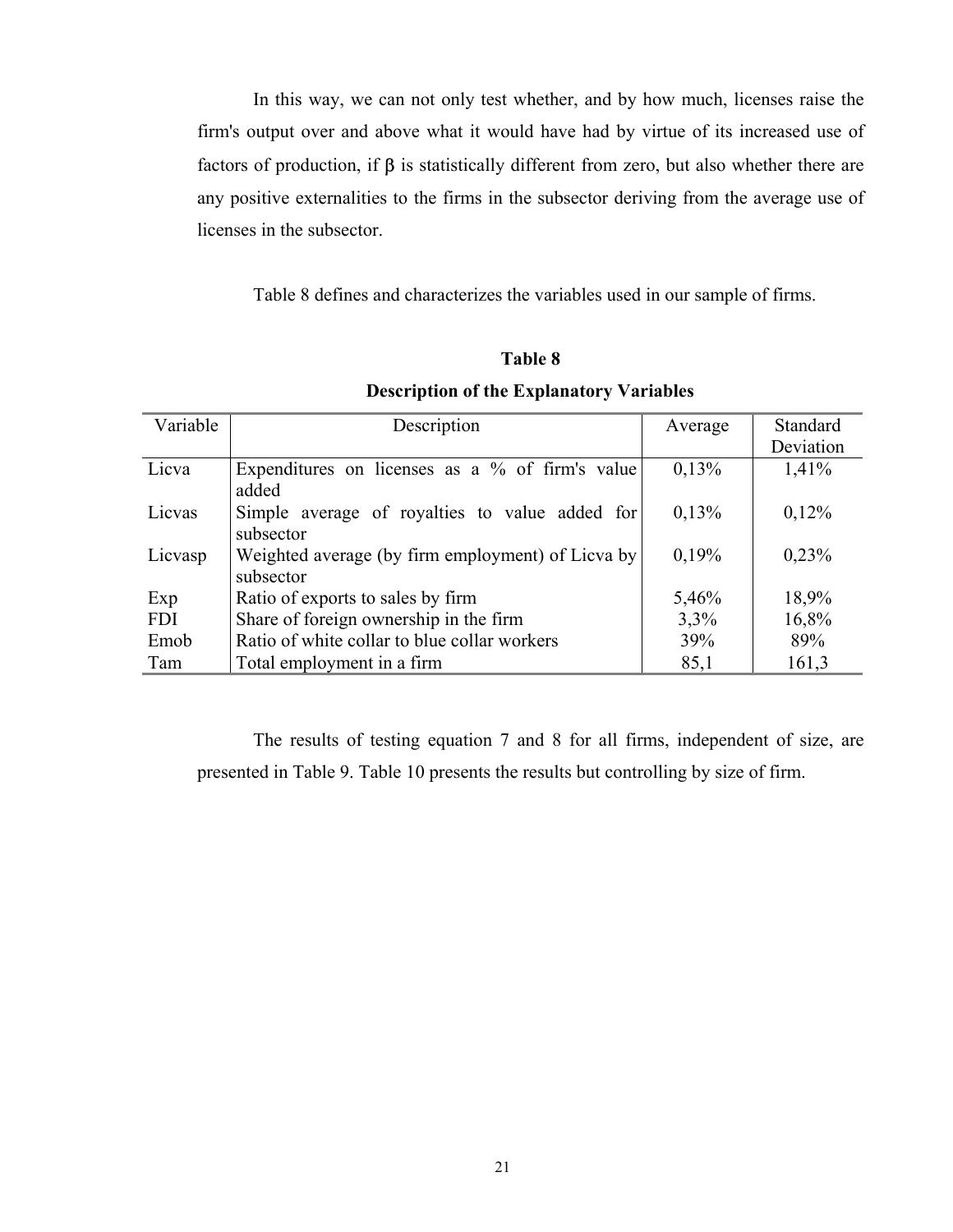In this way, we can not only test whether, and by how much, licenses raise the firm's output over and above what it would have had by virtue of its increased use of factors of production, if $\beta$ is statistically different from zero, but also whether there are any positive externalities to the firms in the subsector deriving from the average use of licenses in the subsector.

Table 8 defines and characterizes the variables used in our sample of firms.

**Table 8**

**Description of the Explanatory Variables**

| Variable | Description | Average | Standard Deviation |
|---|---|---|---|
| Licva | Expenditures on licenses as a % of firm's value added | 0,13% | 1,41% |
| Licvas | Simple average of royalties to value added for subsector | 0,13% | 0,12% |
| Licvasp | Weighted average (by firm employment) of Licva by subsector | 0,19% | 0,23% |
| Exp | Ratio of exports to sales by firm | 5,46% | 18,9% |
| FDI | Share of foreign ownership in the firm | 3,3% | 16,8% |
| Emob | Ratio of white collar to blue collar workers | 39% | 89% |
| Tam | Total employment in a firm | 85,1 | 161,3 |

The results of testing equation 7 and 8 for all firms, independent of size, are presented in Table 9. Table 10 presents the results but controlling by size of firm.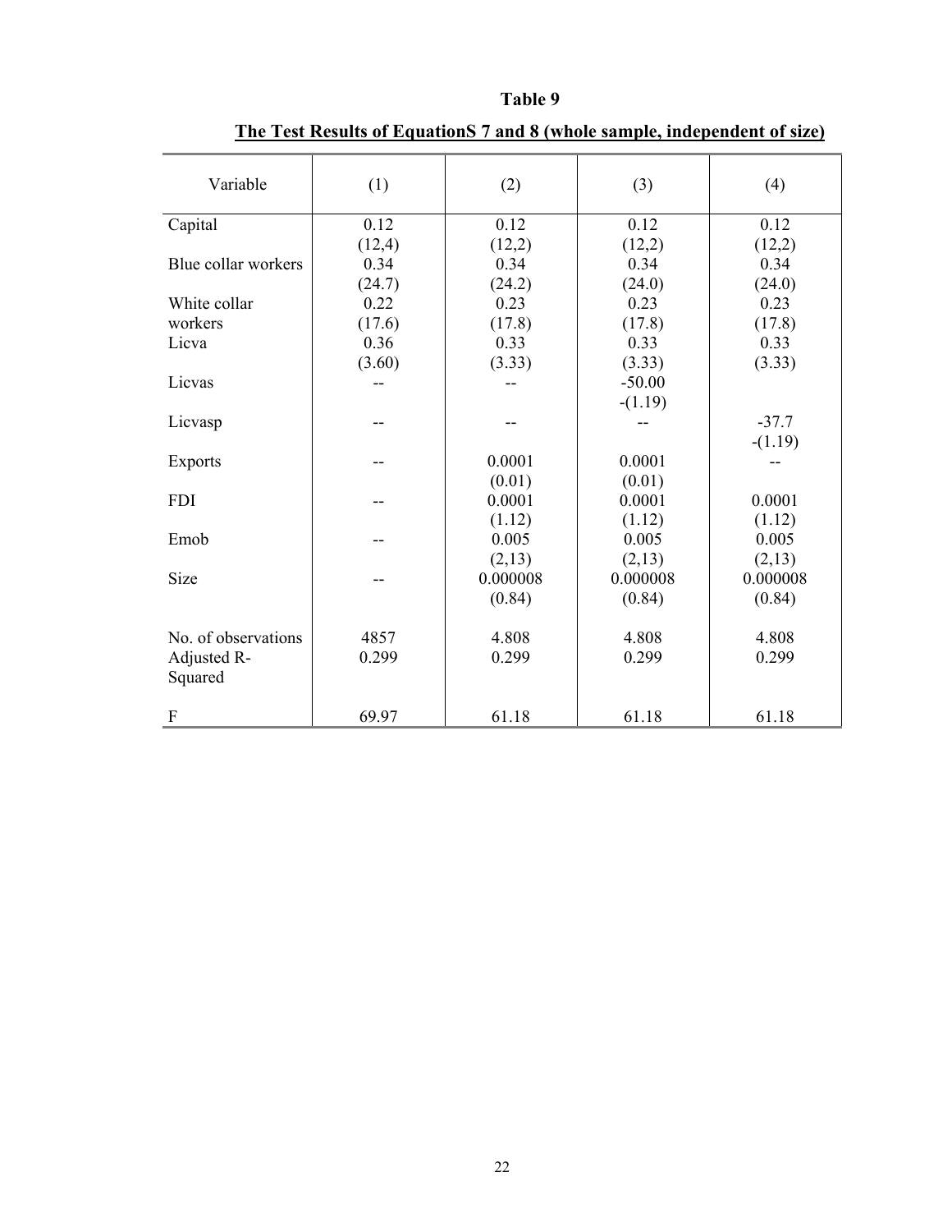**Table 9**

**The Test Results of EquationS 7 and 8 (whole sample, independent of size)**

| Variable | (1) | (2) | (3) | (4) |
|---|---|---|---|---|
| Capital | 0.12 | 0.12 | 0.12 | 0.12 |
| | (12,4) | (12,2) | (12,2) | (12,2) |
| Blue collar workers | 0.34 | 0.34 | 0.34 | 0.34 |
| | (24.7) | (24.2) | (24.0) | (24.0) |
| White collar workers | 0.22 | 0.23 | 0.23 | 0.23 |
| | (17.6) | (17.8) | (17.8) | (17.8) |
| Licva | 0.36 | 0.33 | 0.33 | 0.33 |
| | (3.60) | (3.33) | (3.33) | (3.33) |
| Licvas | -- | -- | -50.00 | |
| | | | -(1.19) | |
| Licvasp | -- | -- | -- | -37.7 |
| | | | | -(1.19) |
| Exports | -- | 0.0001 | 0.0001 | -- |
| | | (0.01) | (0.01) | |
| FDI | -- | 0.0001 | 0.0001 | 0.0001 |
| | | (1.12) | (1.12) | (1.12) |
| Emob | -- | 0.005 | 0.005 | 0.005 |
| | | (2,13) | (2,13) | (2,13) |
| Size | -- | 0.000008 | 0.000008 | 0.000008 |
| | | (0.84) | (0.84) | (0.84) |
| No. of observations | 4857 | 4.808 | 4.808 | 4.808 |
| Adjusted R-Squared | 0.299 | 0.299 | 0.299 | 0.299 |
| F | 69.97 | 61.18 | 61.18 | 61.18 |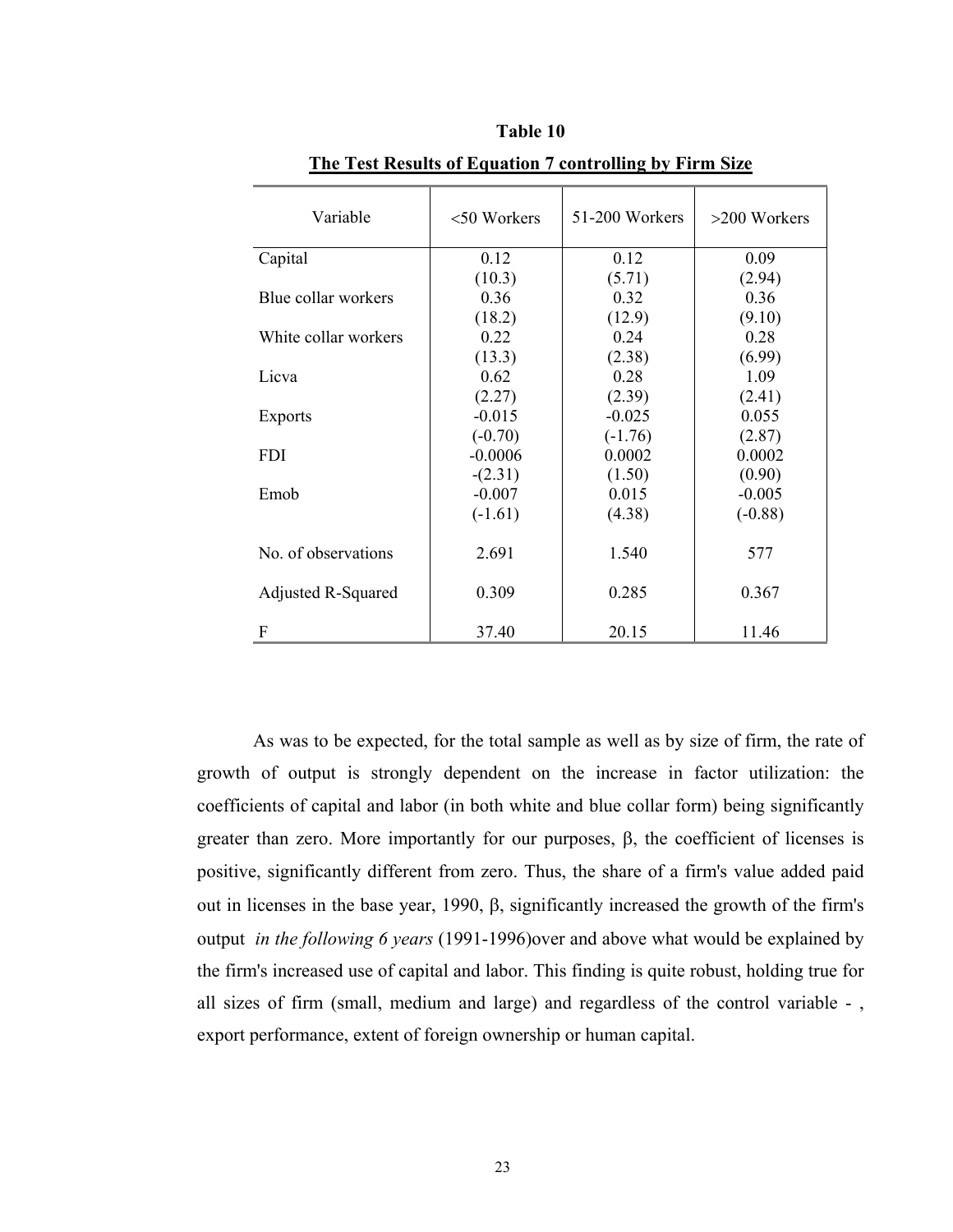**Table 10**

**The Test Results of Equation 7 controlling by Firm Size**

| Variable | <50 Workers | 51-200 Workers | >200 Workers |
|---|---|---|---|
| Capital | 0.12<br>(10.3) | 0.12<br>(5.71) | 0.09<br>(2.94) |
| Blue collar workers | 0.36<br>(18.2) | 0.32<br>(12.9) | 0.36<br>(9.10) |
| White collar workers | 0.22<br>(13.3) | 0.24<br>(2.38) | 0.28<br>(6.99) |
| Licva | 0.62<br>(2.27) | 0.28<br>(2.39) | 1.09<br>(2.41) |
| Exports | -0.015<br>(-0.70) | -0.025<br>(-1.76) | 0.055<br>(2.87) |
| FDI | -0.0006<br>-(2.31) | 0.0002<br>(1.50) | 0.0002<br>(0.90) |
| Emob | -0.007<br>(-1.61) | 0.015<br>(4.38) | -0.005<br>(-0.88) |
| No. of observations | 2.691 | 1.540 | 577 |
| Adjusted R-Squared | 0.309 | 0.285 | 0.367 |
| F | 37.40 | 20.15 | 11.46 |

As was to be expected, for the total sample as well as by size of firm, the rate of growth of output is strongly dependent on the increase in factor utilization: the coefficients of capital and labor (in both white and blue collar form) being significantly greater than zero. More importantly for our purposes, β, the coefficient of licenses is positive, significantly different from zero. Thus, the share of a firm's value added paid out in licenses in the base year, 1990, β, significantly increased the growth of the firm's output *in the following 6 years* (1991-1996)over and above what would be explained by the firm's increased use of capital and labor. This finding is quite robust, holding true for all sizes of firm (small, medium and large) and regardless of the control variable - , export performance, extent of foreign ownership or human capital.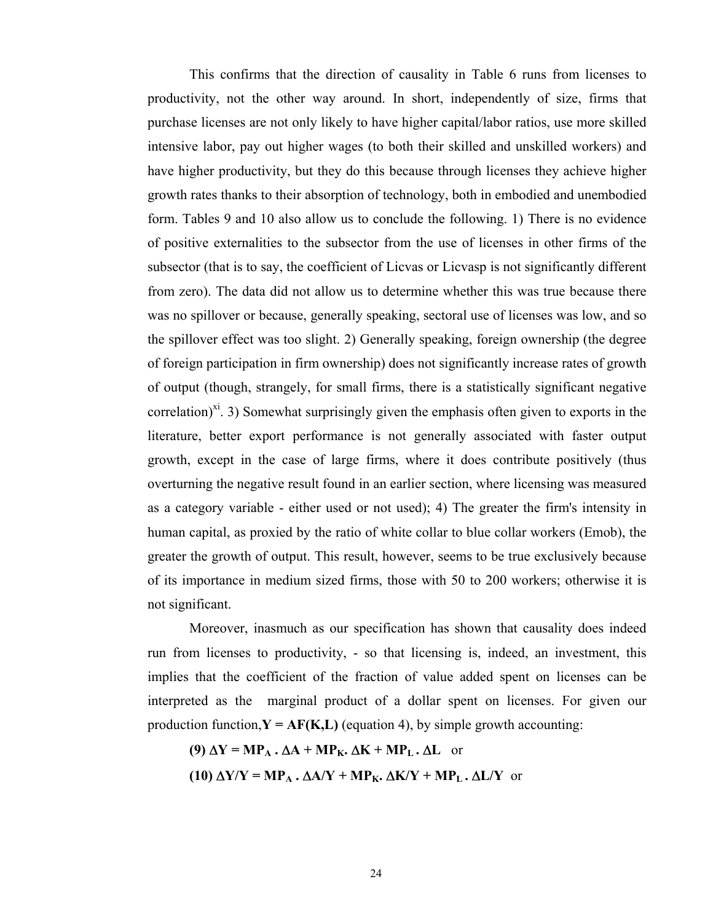This confirms that the direction of causality in Table 6 runs from licenses to productivity, not the other way around. In short, independently of size, firms that purchase licenses are not only likely to have higher capital/labor ratios, use more skilled intensive labor, pay out higher wages (to both their skilled and unskilled workers) and have higher productivity, but they do this because through licenses they achieve higher growth rates thanks to their absorption of technology, both in embodied and unembodied form. Tables 9 and 10 also allow us to conclude the following. 1) There is no evidence of positive externalities to the subsector from the use of licenses in other firms of the subsector (that is to say, the coefficient of Licvas or Licvasp is not significantly different from zero). The data did not allow us to determine whether this was true because there was no spillover or because, generally speaking, sectoral use of licenses was low, and so the spillover effect was too slight. 2) Generally speaking, foreign ownership (the degree of foreign participation in firm ownership) does not significantly increase rates of growth of output (though, strangely, for small firms, there is a statistically significant negative correlation)[xi]. 3) Somewhat surprisingly given the emphasis often given to exports in the literature, better export performance is not generally associated with faster output growth, except in the case of large firms, where it does contribute positively (thus overturning the negative result found in an earlier section, where licensing was measured as a category variable - either used or not used); 4) The greater the firm's intensity in human capital, as proxied by the ratio of white collar to blue collar workers (Emob), the greater the growth of output. This result, however, seems to be true exclusively because of its importance in medium sized firms, those with 50 to 200 workers; otherwise it is not significant.

Moreover, inasmuch as our specification has shown that causality does indeed run from licenses to productivity, - so that licensing is, indeed, an investment, this implies that the coefficient of the fraction of value added spent on licenses can be interpreted as the marginal product of a dollar spent on licenses. For given our production function, $\mathbf{Y = AF(K,L)}$ (equation 4), by simple growth accounting:

$$\textbf{(9)}\ \Delta Y = MP_A \cdot \Delta A + MP_K \cdot \Delta K + MP_L \cdot \Delta L \quad \text{or}$$

$$\textbf{(10)}\ \Delta Y/Y = MP_A \cdot \Delta A/Y + MP_K \cdot \Delta K/Y + MP_L \cdot \Delta L/Y \quad \text{or}$$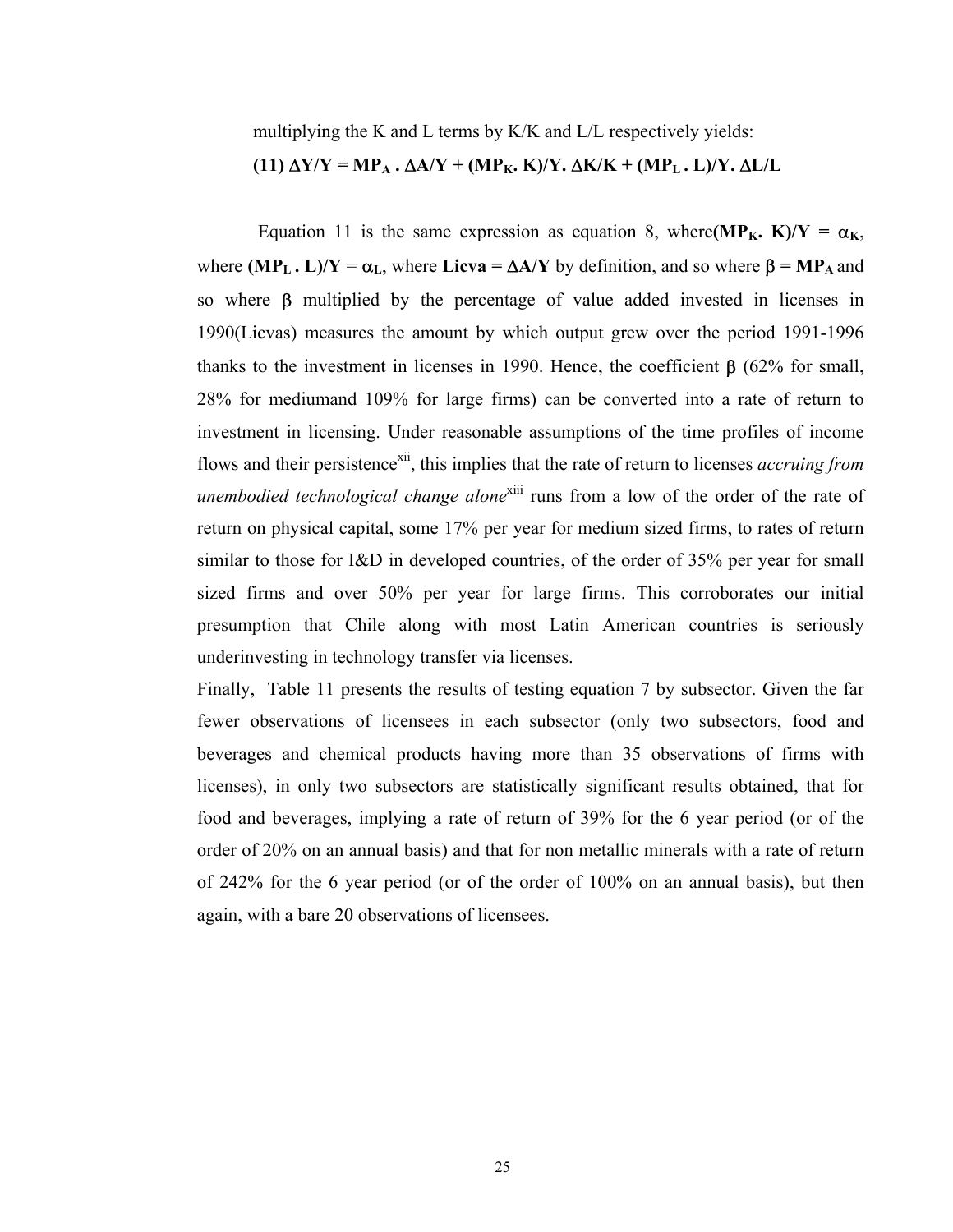multiplying the K and L terms by K/K and L/L respectively yields:

**(11) $\Delta Y/Y = MP_A \cdot \Delta A/Y + (MP_K \cdot K)/Y \cdot \Delta K/K + (MP_L \cdot L)/Y \cdot \Delta L/L$**

Equation 11 is the same expression as equation 8, where **$(MP_K \cdot K)/Y = \alpha_K$**, where **$(MP_L \cdot L)/Y$** $= \alpha_L$, where **Licva = $\Delta A/Y$** by definition, and so where **$\beta = MP_A$** and so where $\beta$ multiplied by the percentage of value added invested in licenses in 1990(Licvas) measures the amount by which output grew over the period 1991-1996 thanks to the investment in licenses in 1990. Hence, the coefficient $\beta$ (62% for small, 28% for mediumand 109% for large firms) can be converted into a rate of return to investment in licensing. Under reasonable assumptions of the time profiles of income flows and their persistence[xii], this implies that the rate of return to licenses *accruing from unembodied technological change alone*[xiii] runs from a low of the order of the rate of return on physical capital, some 17% per year for medium sized firms, to rates of return similar to those for I&D in developed countries, of the order of 35% per year for small sized firms and over 50% per year for large firms. This corroborates our initial presumption that Chile along with most Latin American countries is seriously underinvesting in technology transfer via licenses.

Finally, Table 11 presents the results of testing equation 7 by subsector. Given the far fewer observations of licensees in each subsector (only two subsectors, food and beverages and chemical products having more than 35 observations of firms with licenses), in only two subsectors are statistically significant results obtained, that for food and beverages, implying a rate of return of 39% for the 6 year period (or of the order of 20% on an annual basis) and that for non metallic minerals with a rate of return of 242% for the 6 year period (or of the order of 100% on an annual basis), but then again, with a bare 20 observations of licensees.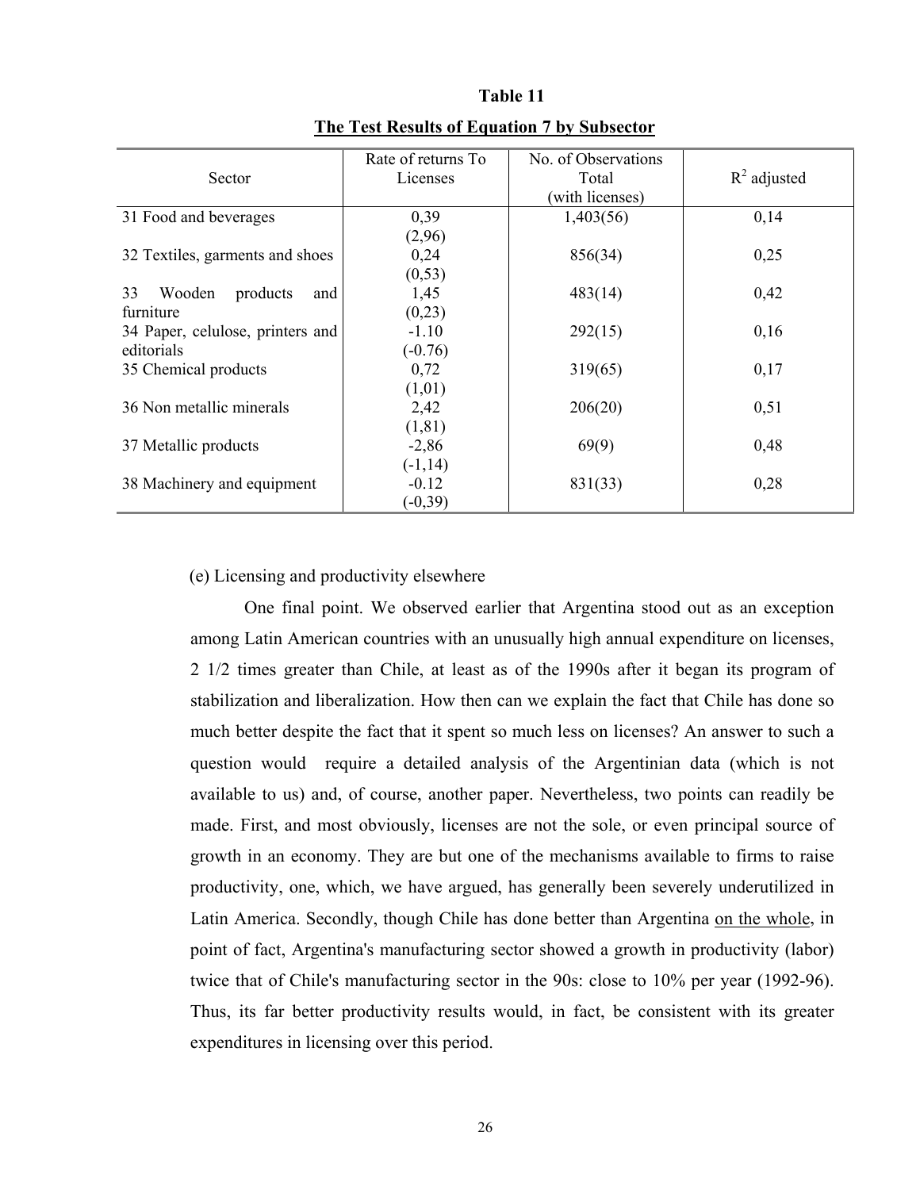**Table 11**

**The Test Results of Equation 7 by Subsector**

| Sector | Rate of returns To Licenses | No. of Observations Total (with licenses) | $R^2$ adjusted |
|---|---|---|---|
| 31 Food and beverages | 0,39 (2,96) | 1,403(56) | 0,14 |
| 32 Textiles, garments and shoes | 0,24 (0,53) | 856(34) | 0,25 |
| 33 Wooden products and furniture | 1,45 (0,23) | 483(14) | 0,42 |
| 34 Paper, celulose, printers and editorials | -1.10 (-0.76) | 292(15) | 0,16 |
| 35 Chemical products | 0,72 (1,01) | 319(65) | 0,17 |
| 36 Non metallic minerals | 2,42 (1,81) | 206(20) | 0,51 |
| 37 Metallic products | -2,86 (-1,14) | 69(9) | 0,48 |
| 38 Machinery and equipment | -0.12 (-0,39) | 831(33) | 0,28 |

(e) Licensing and productivity elsewhere

One final point. We observed earlier that Argentina stood out as an exception among Latin American countries with an unusually high annual expenditure on licenses, 2 1/2 times greater than Chile, at least as of the 1990s after it began its program of stabilization and liberalization. How then can we explain the fact that Chile has done so much better despite the fact that it spent so much less on licenses? An answer to such a question would require a detailed analysis of the Argentinian data (which is not available to us) and, of course, another paper. Nevertheless, two points can readily be made. First, and most obviously, licenses are not the sole, or even principal source of growth in an economy. They are but one of the mechanisms available to firms to raise productivity, one, which, we have argued, has generally been severely underutilized in Latin America. Secondly, though Chile has done better than Argentina on the whole, in point of fact, Argentina's manufacturing sector showed a growth in productivity (labor) twice that of Chile's manufacturing sector in the 90s: close to 10% per year (1992-96). Thus, its far better productivity results would, in fact, be consistent with its greater expenditures in licensing over this period.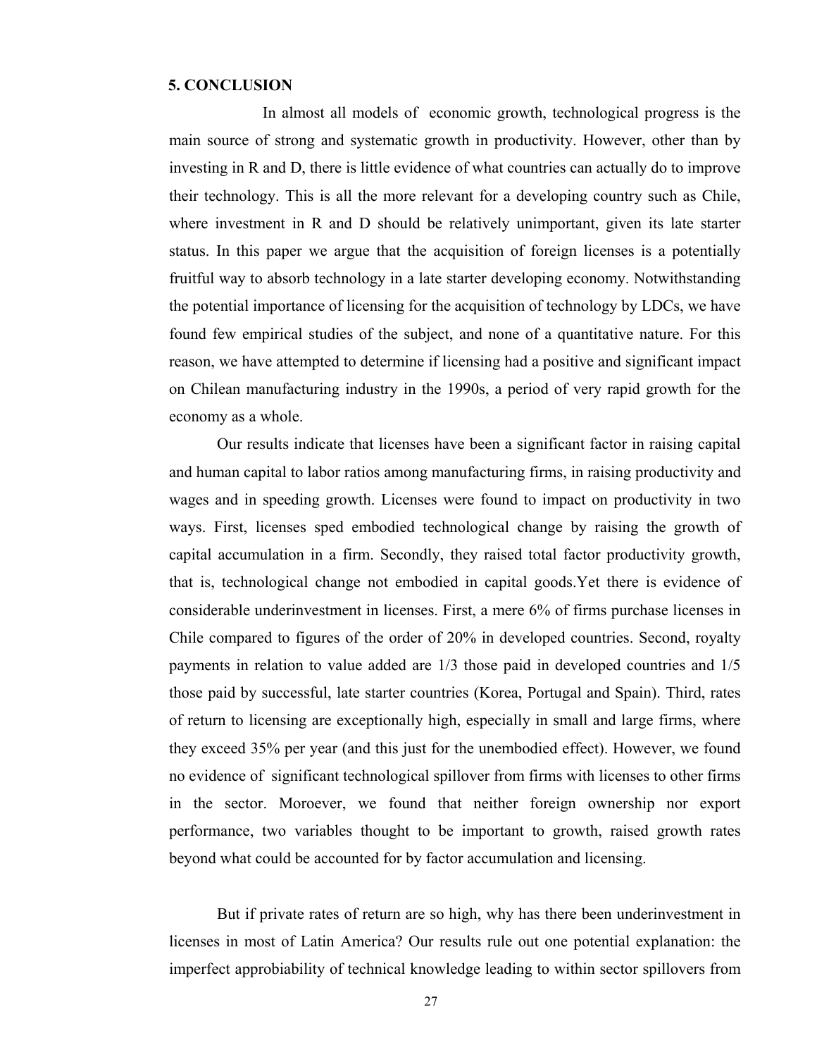## 5. CONCLUSION

In almost all models of economic growth, technological progress is the main source of strong and systematic growth in productivity. However, other than by investing in R and D, there is little evidence of what countries can actually do to improve their technology. This is all the more relevant for a developing country such as Chile, where investment in R and D should be relatively unimportant, given its late starter status. In this paper we argue that the acquisition of foreign licenses is a potentially fruitful way to absorb technology in a late starter developing economy. Notwithstanding the potential importance of licensing for the acquisition of technology by LDCs, we have found few empirical studies of the subject, and none of a quantitative nature. For this reason, we have attempted to determine if licensing had a positive and significant impact on Chilean manufacturing industry in the 1990s, a period of very rapid growth for the economy as a whole.

Our results indicate that licenses have been a significant factor in raising capital and human capital to labor ratios among manufacturing firms, in raising productivity and wages and in speeding growth. Licenses were found to impact on productivity in two ways. First, licenses sped embodied technological change by raising the growth of capital accumulation in a firm. Secondly, they raised total factor productivity growth, that is, technological change not embodied in capital goods.Yet there is evidence of considerable underinvestment in licenses. First, a mere 6% of firms purchase licenses in Chile compared to figures of the order of 20% in developed countries. Second, royalty payments in relation to value added are 1/3 those paid in developed countries and 1/5 those paid by successful, late starter countries (Korea, Portugal and Spain). Third, rates of return to licensing are exceptionally high, especially in small and large firms, where they exceed 35% per year (and this just for the unembodied effect). However, we found no evidence of significant technological spillover from firms with licenses to other firms in the sector. Moroever, we found that neither foreign ownership nor export performance, two variables thought to be important to growth, raised growth rates beyond what could be accounted for by factor accumulation and licensing.

But if private rates of return are so high, why has there been underinvestment in licenses in most of Latin America? Our results rule out one potential explanation: the imperfect approbiability of technical knowledge leading to within sector spillovers from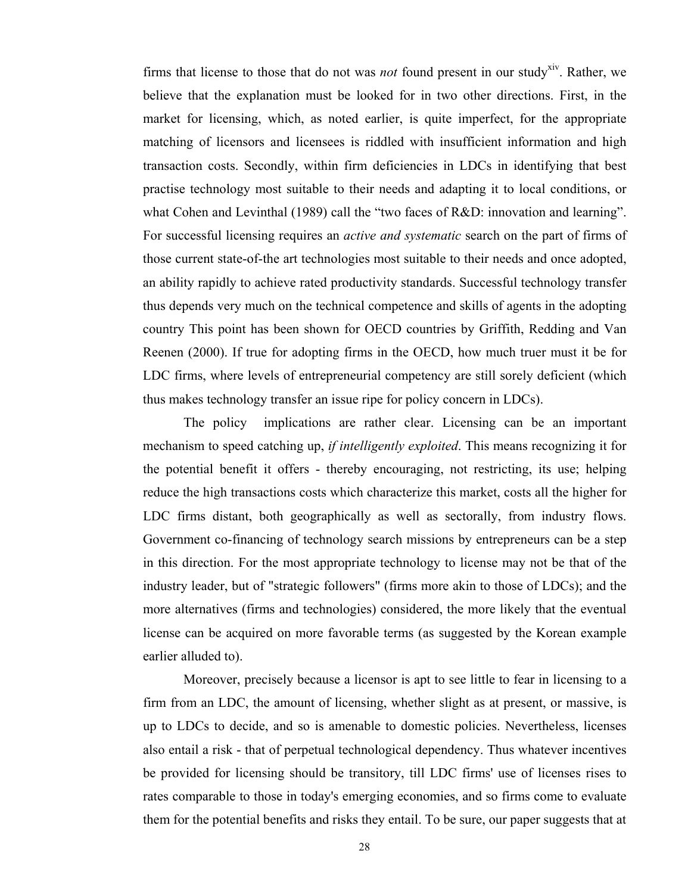firms that license to those that do not was *not* found present in our study[xiv]. Rather, we believe that the explanation must be looked for in two other directions. First, in the market for licensing, which, as noted earlier, is quite imperfect, for the appropriate matching of licensors and licensees is riddled with insufficient information and high transaction costs. Secondly, within firm deficiencies in LDCs in identifying that best practise technology most suitable to their needs and adapting it to local conditions, or what Cohen and Levinthal (1989) call the "two faces of R&D: innovation and learning". For successful licensing requires an *active and systematic* search on the part of firms of those current state-of-the art technologies most suitable to their needs and once adopted, an ability rapidly to achieve rated productivity standards. Successful technology transfer thus depends very much on the technical competence and skills of agents in the adopting country This point has been shown for OECD countries by Griffith, Redding and Van Reenen (2000). If true for adopting firms in the OECD, how much truer must it be for LDC firms, where levels of entrepreneurial competency are still sorely deficient (which thus makes technology transfer an issue ripe for policy concern in LDCs).

The policy implications are rather clear. Licensing can be an important mechanism to speed catching up, *if intelligently exploited*. This means recognizing it for the potential benefit it offers - thereby encouraging, not restricting, its use; helping reduce the high transactions costs which characterize this market, costs all the higher for LDC firms distant, both geographically as well as sectorally, from industry flows. Government co-financing of technology search missions by entrepreneurs can be a step in this direction. For the most appropriate technology to license may not be that of the industry leader, but of "strategic followers" (firms more akin to those of LDCs); and the more alternatives (firms and technologies) considered, the more likely that the eventual license can be acquired on more favorable terms (as suggested by the Korean example earlier alluded to).

Moreover, precisely because a licensor is apt to see little to fear in licensing to a firm from an LDC, the amount of licensing, whether slight as at present, or massive, is up to LDCs to decide, and so is amenable to domestic policies. Nevertheless, licenses also entail a risk - that of perpetual technological dependency. Thus whatever incentives be provided for licensing should be transitory, till LDC firms' use of licenses rises to rates comparable to those in today's emerging economies, and so firms come to evaluate them for the potential benefits and risks they entail. To be sure, our paper suggests that at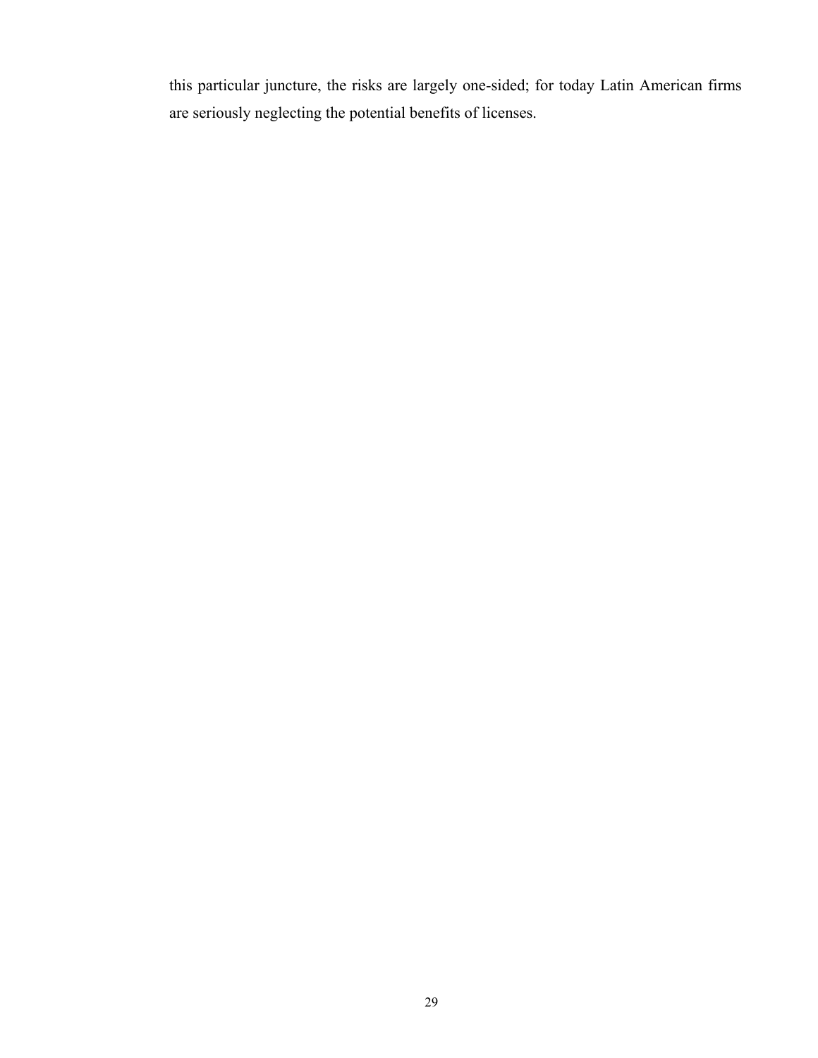this particular juncture, the risks are largely one-sided; for today Latin American firms are seriously neglecting the potential benefits of licenses.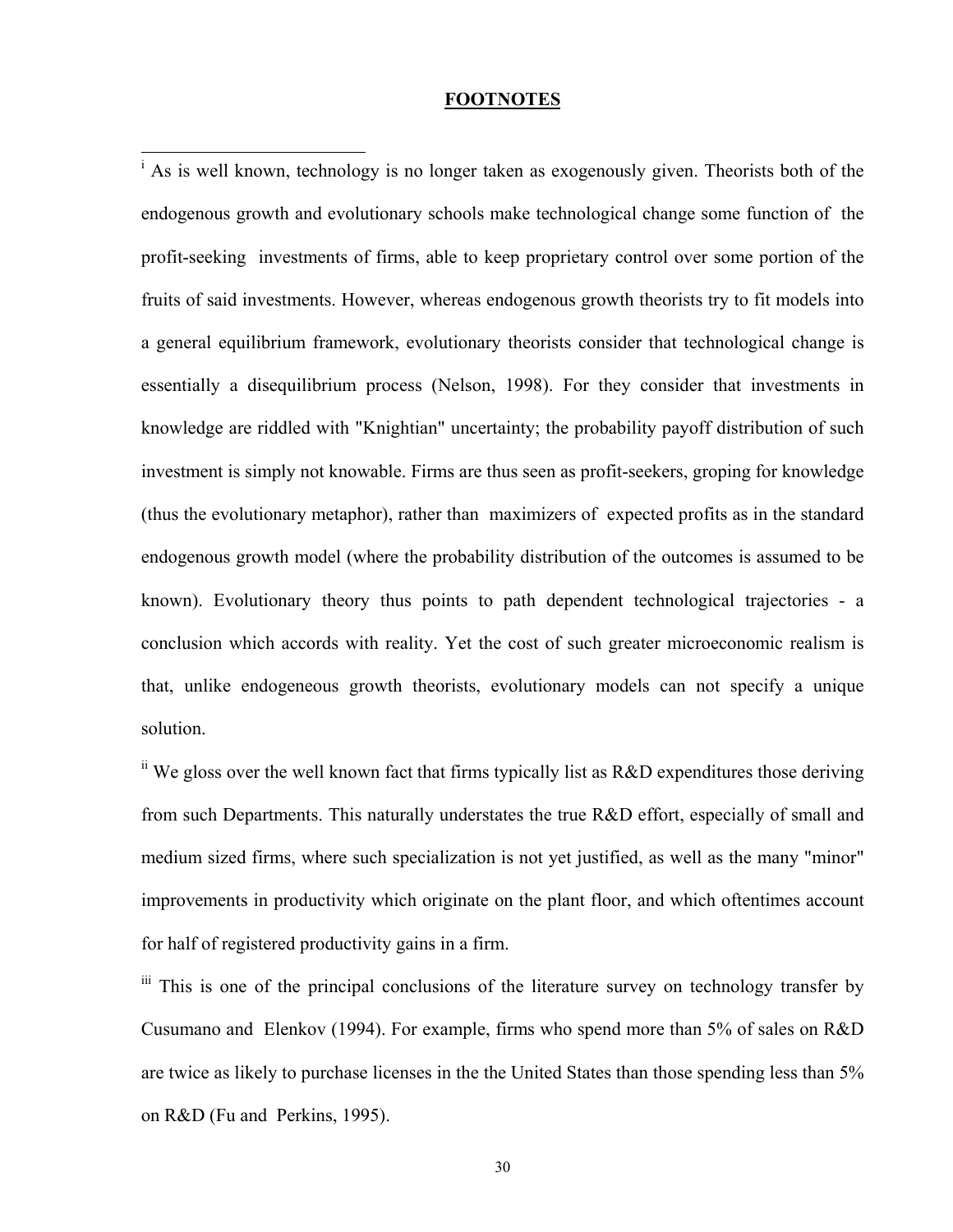## FOOTNOTES

[i] As is well known, technology is no longer taken as exogenously given. Theorists both of the endogenous growth and evolutionary schools make technological change some function of the profit-seeking investments of firms, able to keep proprietary control over some portion of the fruits of said investments. However, whereas endogenous growth theorists try to fit models into a general equilibrium framework, evolutionary theorists consider that technological change is essentially a disequilibrium process (Nelson, 1998). For they consider that investments in knowledge are riddled with "Knightian" uncertainty; the probability payoff distribution of such investment is simply not knowable. Firms are thus seen as profit-seekers, groping for knowledge (thus the evolutionary metaphor), rather than maximizers of expected profits as in the standard endogenous growth model (where the probability distribution of the outcomes is assumed to be known). Evolutionary theory thus points to path dependent technological trajectories - a conclusion which accords with reality. Yet the cost of such greater microeconomic realism is that, unlike endogeneous growth theorists, evolutionary models can not specify a unique solution.

[ii] We gloss over the well known fact that firms typically list as R&D expenditures those deriving from such Departments. This naturally understates the true R&D effort, especially of small and medium sized firms, where such specialization is not yet justified, as well as the many "minor" improvements in productivity which originate on the plant floor, and which oftentimes account for half of registered productivity gains in a firm.

[iii] This is one of the principal conclusions of the literature survey on technology transfer by Cusumano and Elenkov (1994). For example, firms who spend more than 5% of sales on R&D are twice as likely to purchase licenses in the the United States than those spending less than 5% on R&D (Fu and Perkins, 1995).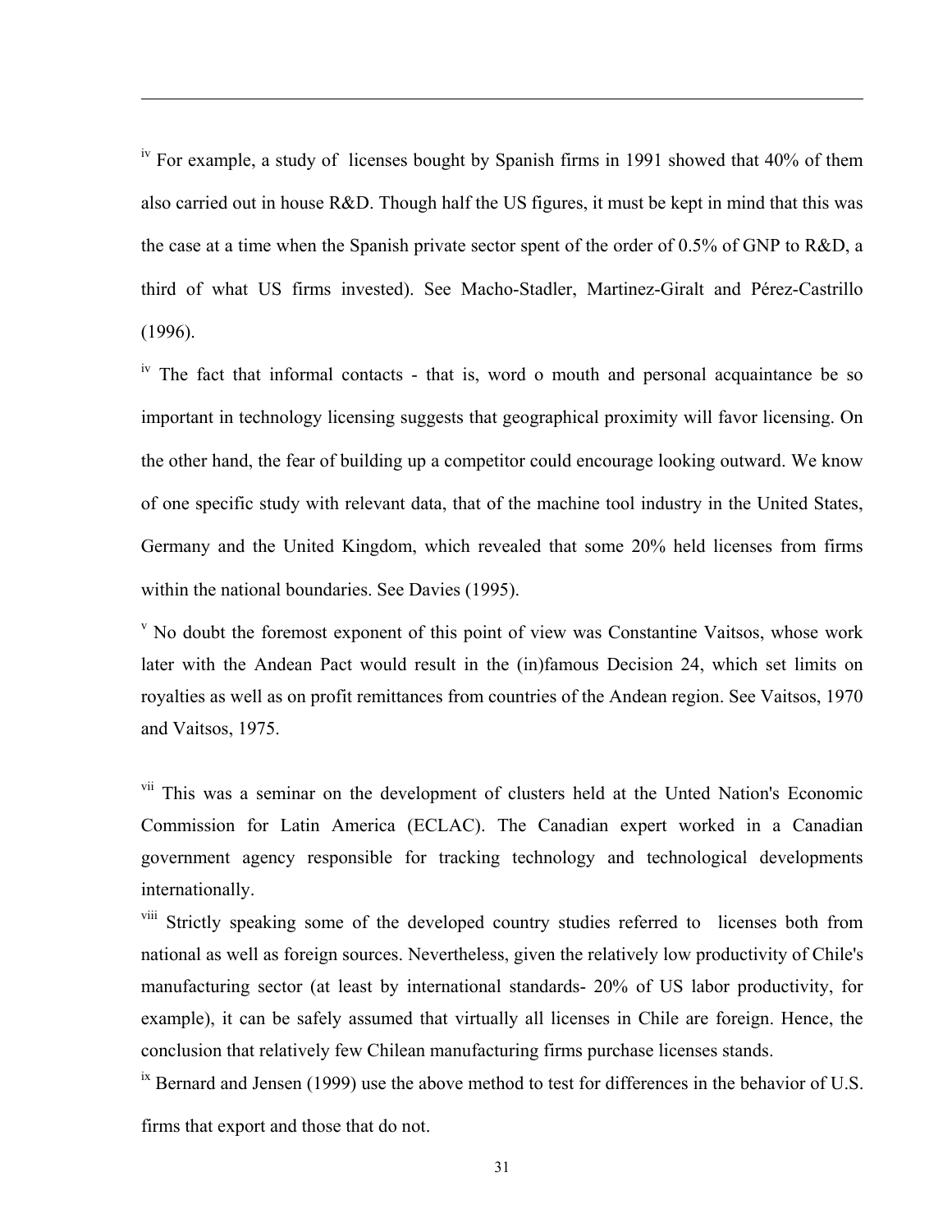[iv] For example, a study of licenses bought by Spanish firms in 1991 showed that 40% of them also carried out in house R&D. Though half the US figures, it must be kept in mind that this was the case at a time when the Spanish private sector spent of the order of 0.5% of GNP to R&D, a third of what US firms invested). See Macho-Stadler, Martinez-Giralt and Pérez-Castrillo (1996).

[iv] The fact that informal contacts - that is, word o mouth and personal acquaintance be so important in technology licensing suggests that geographical proximity will favor licensing. On the other hand, the fear of building up a competitor could encourage looking outward. We know of one specific study with relevant data, that of the machine tool industry in the United States, Germany and the United Kingdom, which revealed that some 20% held licenses from firms within the national boundaries. See Davies (1995).

[v] No doubt the foremost exponent of this point of view was Constantine Vaitsos, whose work later with the Andean Pact would result in the (in)famous Decision 24, which set limits on royalties as well as on profit remittances from countries of the Andean region. See Vaitsos, 1970 and Vaitsos, 1975.

[vii] This was a seminar on the development of clusters held at the Unted Nation's Economic Commission for Latin America (ECLAC). The Canadian expert worked in a Canadian government agency responsible for tracking technology and technological developments internationally.

[viii] Strictly speaking some of the developed country studies referred to licenses both from national as well as foreign sources. Nevertheless, given the relatively low productivity of Chile's manufacturing sector (at least by international standards- 20% of US labor productivity, for example), it can be safely assumed that virtually all licenses in Chile are foreign. Hence, the conclusion that relatively few Chilean manufacturing firms purchase licenses stands.

[ix] Bernard and Jensen (1999) use the above method to test for differences in the behavior of U.S. firms that export and those that do not.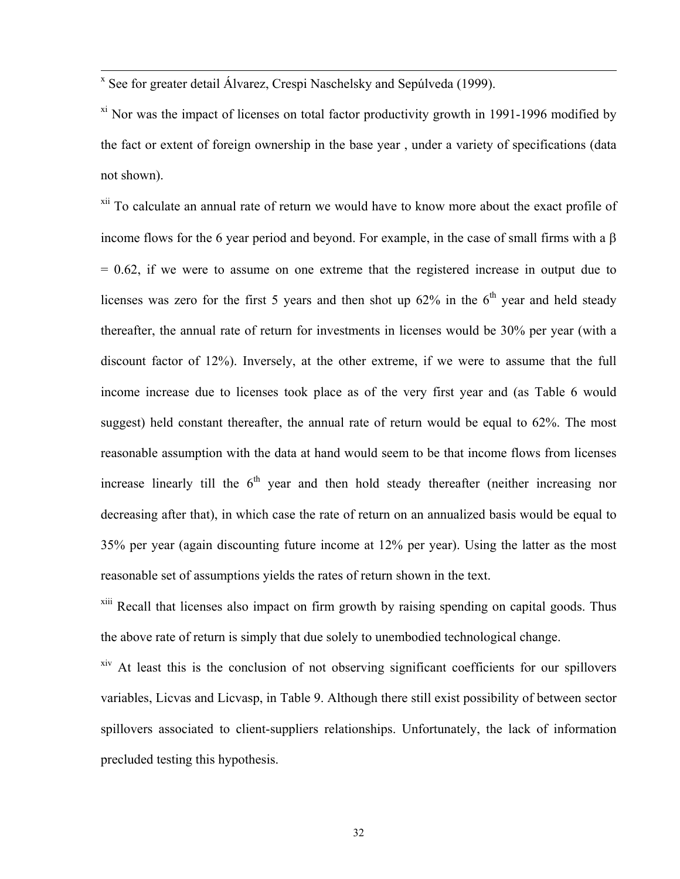[x] See for greater detail Álvarez, Crespi Naschelsky and Sepúlveda (1999).

[xi] Nor was the impact of licenses on total factor productivity growth in 1991-1996 modified by the fact or extent of foreign ownership in the base year , under a variety of specifications (data not shown).

[xii] To calculate an annual rate of return we would have to know more about the exact profile of income flows for the 6 year period and beyond. For example, in the case of small firms with a $\beta = 0.62$, if we were to assume on one extreme that the registered increase in output due to licenses was zero for the first 5 years and then shot up 62% in the 6th year and held steady thereafter, the annual rate of return for investments in licenses would be 30% per year (with a discount factor of 12%). Inversely, at the other extreme, if we were to assume that the full income increase due to licenses took place as of the very first year and (as Table 6 would suggest) held constant thereafter, the annual rate of return would be equal to 62%. The most reasonable assumption with the data at hand would seem to be that income flows from licenses increase linearly till the 6th year and then hold steady thereafter (neither increasing nor decreasing after that), in which case the rate of return on an annualized basis would be equal to 35% per year (again discounting future income at 12% per year). Using the latter as the most reasonable set of assumptions yields the rates of return shown in the text.

[xiii] Recall that licenses also impact on firm growth by raising spending on capital goods. Thus the above rate of return is simply that due solely to unembodied technological change.

[xiv] At least this is the conclusion of not observing significant coefficients for our spillovers variables, Licvas and Licvasp, in Table 9. Although there still exist possibility of between sector spillovers associated to client-suppliers relationships. Unfortunately, the lack of information precluded testing this hypothesis.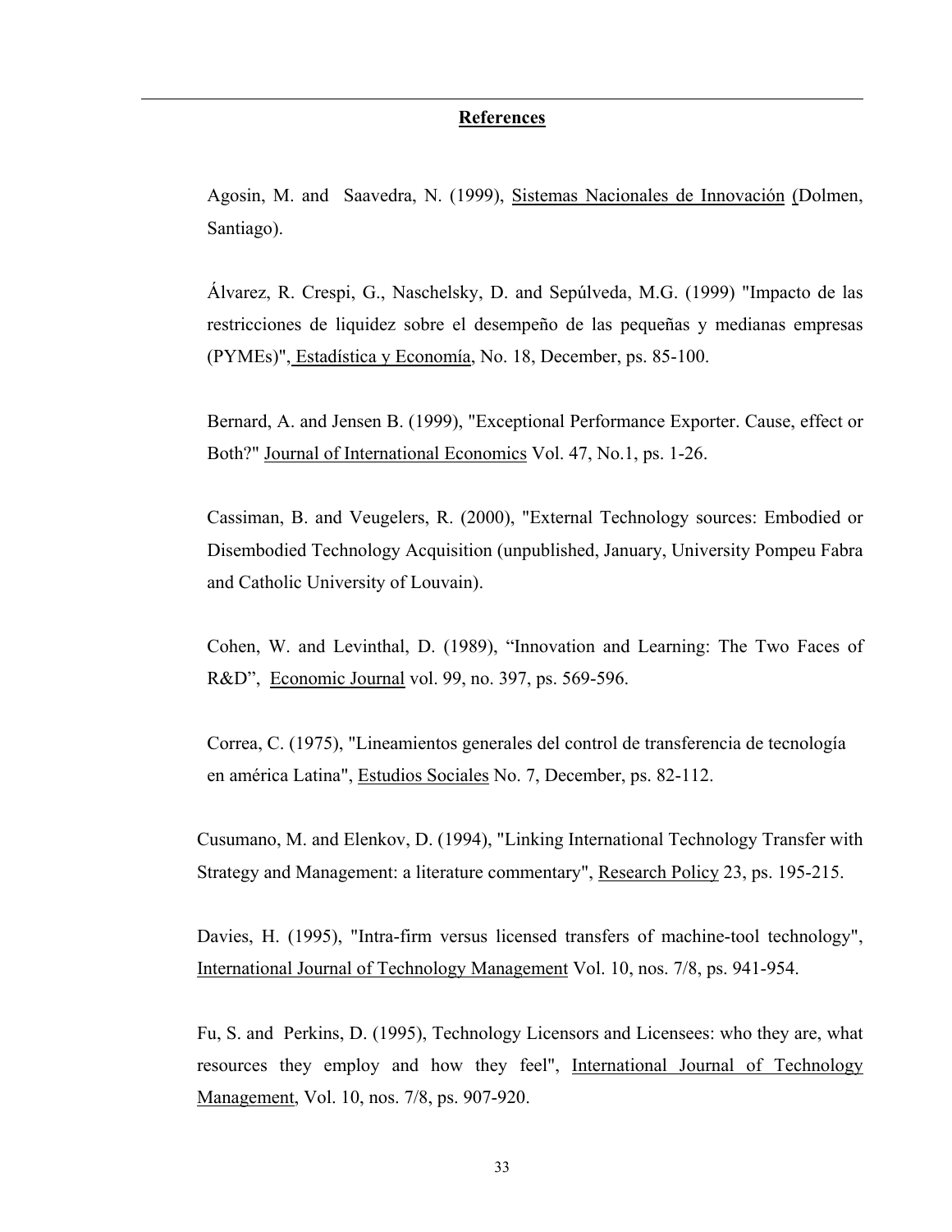## References

Agosin, M. and Saavedra, N. (1999), Sistemas Nacionales de Innovación (Dolmen, Santiago).

Álvarez, R. Crespi, G., Naschelsky, D. and Sepúlveda, M.G. (1999) "Impacto de las restricciones de liquidez sobre el desempeño de las pequeñas y medianas empresas (PYMEs)", Estadística y Economía, No. 18, December, ps. 85-100.

Bernard, A. and Jensen B. (1999), "Exceptional Performance Exporter. Cause, effect or Both?" Journal of International Economics Vol. 47, No.1, ps. 1-26.

Cassiman, B. and Veugelers, R. (2000), "External Technology sources: Embodied or Disembodied Technology Acquisition (unpublished, January, University Pompeu Fabra and Catholic University of Louvain).

Cohen, W. and Levinthal, D. (1989), "Innovation and Learning: The Two Faces of R&D", Economic Journal vol. 99, no. 397, ps. 569-596.

Correa, C. (1975), "Lineamientos generales del control de transferencia de tecnología en américa Latina", Estudios Sociales No. 7, December, ps. 82-112.

Cusumano, M. and Elenkov, D. (1994), "Linking International Technology Transfer with Strategy and Management: a literature commentary", Research Policy 23, ps. 195-215.

Davies, H. (1995), "Intra-firm versus licensed transfers of machine-tool technology", International Journal of Technology Management Vol. 10, nos. 7/8, ps. 941-954.

Fu, S. and Perkins, D. (1995), Technology Licensors and Licensees: who they are, what resources they employ and how they feel", International Journal of Technology Management, Vol. 10, nos. 7/8, ps. 907-920.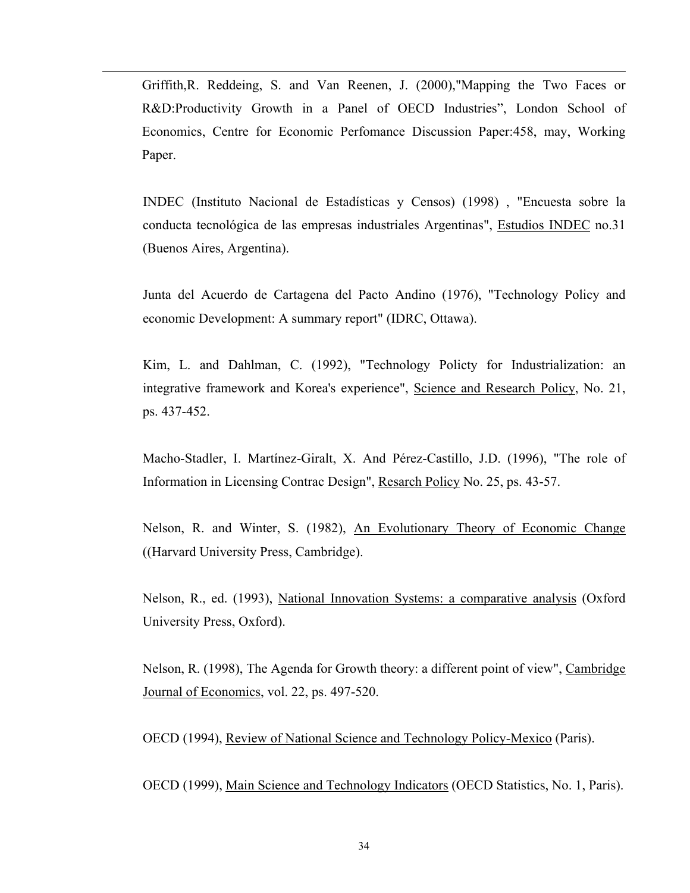Griffith,R. Reddeing, S. and Van Reenen, J. (2000),"Mapping the Two Faces or R&D:Productivity Growth in a Panel of OECD Industries", London School of Economics, Centre for Economic Perfomance Discussion Paper:458, may, Working Paper.

INDEC (Instituto Nacional de Estadísticas y Censos) (1998) , "Encuesta sobre la conducta tecnológica de las empresas industriales Argentinas", Estudios INDEC no.31 (Buenos Aires, Argentina).

Junta del Acuerdo de Cartagena del Pacto Andino (1976), "Technology Policy and economic Development: A summary report" (IDRC, Ottawa).

Kim, L. and Dahlman, C. (1992), "Technology Policty for Industrialization: an integrative framework and Korea's experience", Science and Research Policy, No. 21, ps. 437-452.

Macho-Stadler, I. Martínez-Giralt, X. And Pérez-Castillo, J.D. (1996), "The role of Information in Licensing Contrac Design", Resarch Policy No. 25, ps. 43-57.

Nelson, R. and Winter, S. (1982), An Evolutionary Theory of Economic Change ((Harvard University Press, Cambridge).

Nelson, R., ed. (1993), National Innovation Systems: a comparative analysis (Oxford University Press, Oxford).

Nelson, R. (1998), The Agenda for Growth theory: a different point of view", Cambridge Journal of Economics, vol. 22, ps. 497-520.

OECD (1994), Review of National Science and Technology Policy-Mexico (Paris).

OECD (1999), Main Science and Technology Indicators (OECD Statistics, No. 1, Paris).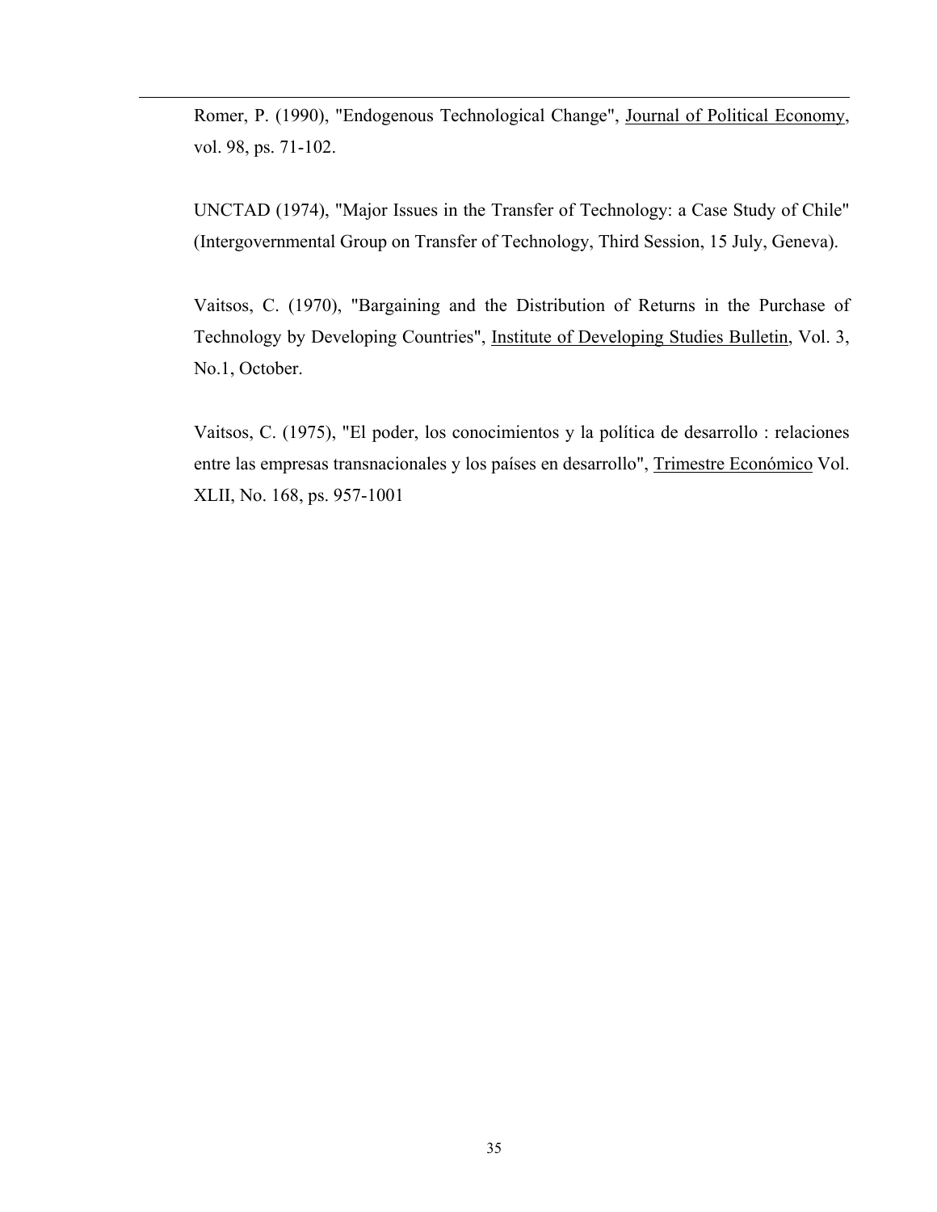Romer, P. (1990), "Endogenous Technological Change", Journal of Political Economy, vol. 98, ps. 71-102.

UNCTAD (1974), "Major Issues in the Transfer of Technology: a Case Study of Chile" (Intergovernmental Group on Transfer of Technology, Third Session, 15 July, Geneva).

Vaitsos, C. (1970), "Bargaining and the Distribution of Returns in the Purchase of Technology by Developing Countries", Institute of Developing Studies Bulletin, Vol. 3, No.1, October.

Vaitsos, C. (1975), "El poder, los conocimientos y la política de desarrollo : relaciones entre las empresas transnacionales y los países en desarrollo", Trimestre Económico Vol. XLII, No. 168, ps. 957-1001